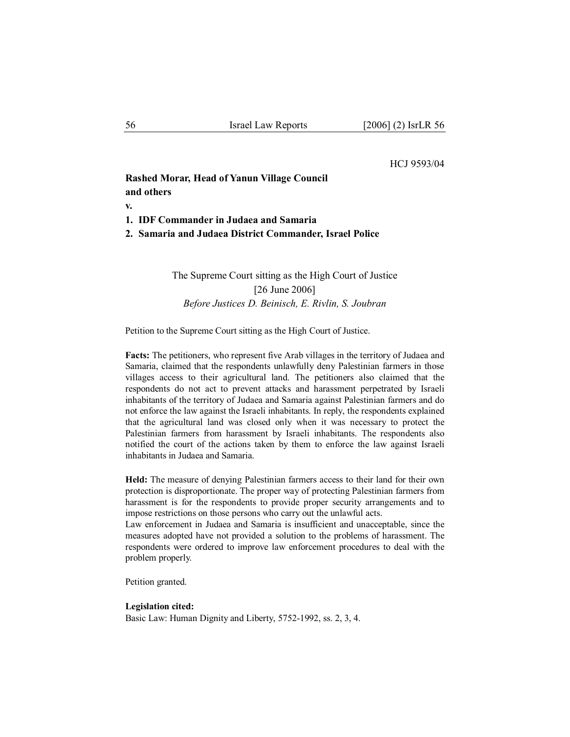HCJ 9593/04

**Rashed Morar, Head of Yanun Village Council and others**

**v.**

**1. IDF Commander in Judaea and Samaria**

**2. Samaria and Judaea District Commander, Israel Police**

The Supreme Court sitting as the High Court of Justice

[26 June 2006]

*Before Justices D. Beinisch, E. Rivlin, S. Joubran*

Petition to the Supreme Court sitting as the High Court of Justice.

**Facts:** The petitioners, who represent five Arab villages in the territory of Judaea and Samaria, claimed that the respondents unlawfully deny Palestinian farmers in those villages access to their agricultural land. The petitioners also claimed that the respondents do not act to prevent attacks and harassment perpetrated by Israeli inhabitants of the territory of Judaea and Samaria against Palestinian farmers and do not enforce the law against the Israeli inhabitants. In reply, the respondents explained that the agricultural land was closed only when it was necessary to protect the Palestinian farmers from harassment by Israeli inhabitants. The respondents also notified the court of the actions taken by them to enforce the law against Israeli inhabitants in Judaea and Samaria.

**Held:** The measure of denying Palestinian farmers access to their land for their own protection is disproportionate. The proper way of protecting Palestinian farmers from harassment is for the respondents to provide proper security arrangements and to impose restrictions on those persons who carry out the unlawful acts.

Law enforcement in Judaea and Samaria is insufficient and unacceptable, since the measures adopted have not provided a solution to the problems of harassment. The respondents were ordered to improve law enforcement procedures to deal with the problem properly.

Petition granted.

**Legislation cited:**

Basic Law: Human Dignity and Liberty, 5752-1992, ss. 2, 3, 4.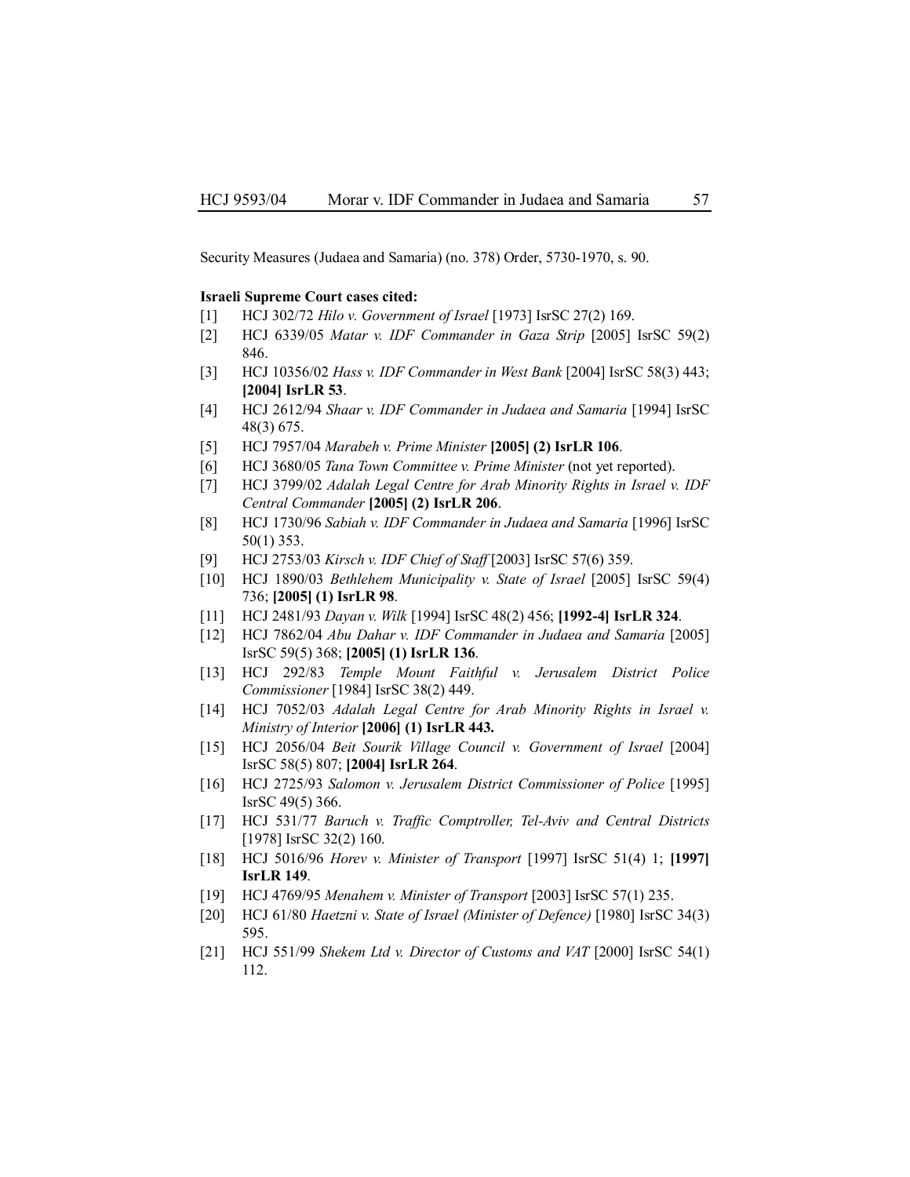Security Measures (Judaea and Samaria) (no. 378) Order, 5730-1970, s. 90.

**Israeli Supreme Court cases cited:**

[1] HCJ 302/72 *Hilo v. Government of Israel* [1973] IsrSC 27(2) 169.

[2] HCJ 6339/05 *Matar v. IDF Commander in Gaza Strip* [2005] IsrSC 59(2) 846.

[3] HCJ 10356/02 *Hass v. IDF Commander in West Bank* [2004] IsrSC 58(3) 443; **[2004] IsrLR 53**.

[4] HCJ 2612/94 *Shaar v. IDF Commander in Judaea and Samaria* [1994] IsrSC 48(3) 675.

[5] HCJ 7957/04 *Marabeh v. Prime Minister* **[2005] (2) IsrLR 106**.

[6] HCJ 3680/05 *Tana Town Committee v. Prime Minister* (not yet reported).

[7] HCJ 3799/02 *Adalah Legal Centre for Arab Minority Rights in Israel v. IDF Central Commander* **[2005] (2) IsrLR 206**.

[8] HCJ 1730/96 *Sabiah v. IDF Commander in Judaea and Samaria* [1996] IsrSC 50(1) 353.

[9] HCJ 2753/03 *Kirsch v. IDF Chief of Staff* [2003] IsrSC 57(6) 359.

[10] HCJ 1890/03 *Bethlehem Municipality v. State of Israel* [2005] IsrSC 59(4) 736; **[2005] (1) IsrLR 98**.

[11] HCJ 2481/93 *Dayan v. Wilk* [1994] IsrSC 48(2) 456; **[1992-4] IsrLR 324**.

[12] HCJ 7862/04 *Abu Dahar v. IDF Commander in Judaea and Samaria* [2005] IsrSC 59(5) 368; **[2005] (1) IsrLR 136**.

[13] HCJ 292/83 *Temple Mount Faithful v. Jerusalem District Police Commissioner* [1984] IsrSC 38(2) 449.

[14] HCJ 7052/03 *Adalah Legal Centre for Arab Minority Rights in Israel v. Ministry of Interior* **[2006] (1) IsrLR 443.**

[15] HCJ 2056/04 *Beit Sourik Village Council v. Government of Israel* [2004] IsrSC 58(5) 807; **[2004] IsrLR 264**.

[16] HCJ 2725/93 *Salomon v. Jerusalem District Commissioner of Police* [1995] IsrSC 49(5) 366.

[17] HCJ 531/77 *Baruch v. Traffic Comptroller, Tel-Aviv and Central Districts* [1978] IsrSC 32(2) 160.

[18] HCJ 5016/96 *Horev v. Minister of Transport* [1997] IsrSC 51(4) 1; **[1997] IsrLR 149**.

[19] HCJ 4769/95 *Menahem v. Minister of Transport* [2003] IsrSC 57(1) 235.

[20] HCJ 61/80 *Haetzni v. State of Israel (Minister of Defence)* [1980] IsrSC 34(3) 595.

[21] HCJ 551/99 *Shekem Ltd v. Director of Customs and VAT* [2000] IsrSC 54(1) 112.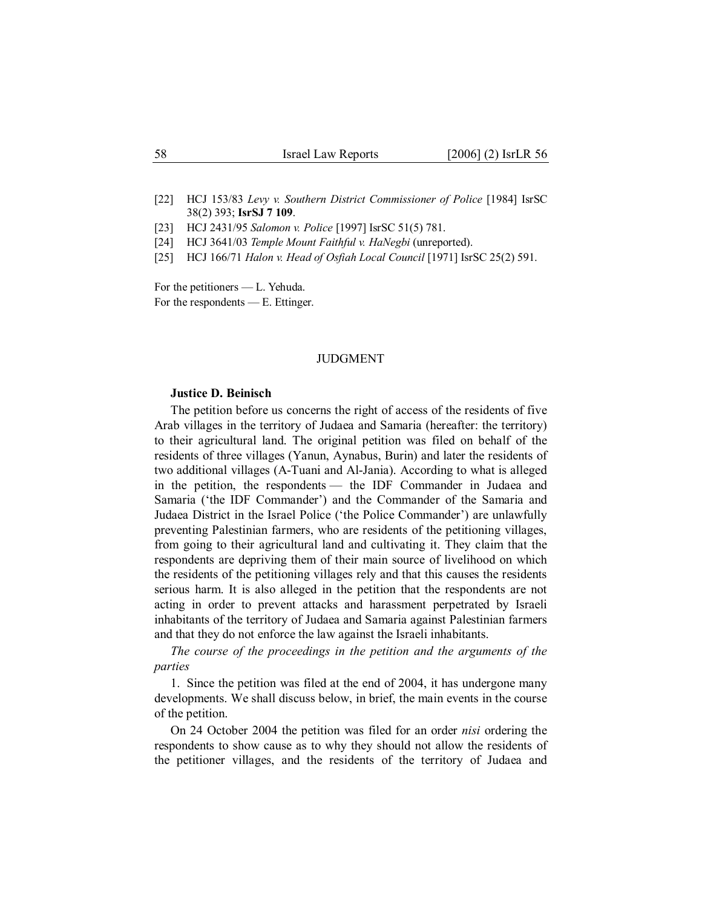[22] HCJ 153/83 *Levy v. Southern District Commissioner of Police* [1984] IsrSC 38(2) 393; **IsrSJ 7 109**.

[23] HCJ 2431/95 *Salomon v. Police* [1997] IsrSC 51(5) 781.

[24] HCJ 3641/03 *Temple Mount Faithful v. HaNegbi* (unreported).

[25] HCJ 166/71 *Halon v. Head of Osfiah Local Council* [1971] IsrSC 25(2) 591.

For the petitioners — L. Yehuda.
For the respondents — E. Ettinger.

## JUDGMENT

**Justice D. Beinisch**

The petition before us concerns the right of access of the residents of five Arab villages in the territory of Judaea and Samaria (hereafter: the territory) to their agricultural land. The original petition was filed on behalf of the residents of three villages (Yanun, Aynabus, Burin) and later the residents of two additional villages (A-Tuani and Al-Jania). According to what is alleged in the petition, the respondents — the IDF Commander in Judaea and Samaria ('the IDF Commander') and the Commander of the Samaria and Judaea District in the Israel Police ('the Police Commander') are unlawfully preventing Palestinian farmers, who are residents of the petitioning villages, from going to their agricultural land and cultivating it. They claim that the respondents are depriving them of their main source of livelihood on which the residents of the petitioning villages rely and that this causes the residents serious harm. It is also alleged in the petition that the respondents are not acting in order to prevent attacks and harassment perpetrated by Israeli inhabitants of the territory of Judaea and Samaria against Palestinian farmers and that they do not enforce the law against the Israeli inhabitants.

*The course of the proceedings in the petition and the arguments of the parties*

1. Since the petition was filed at the end of 2004, it has undergone many developments. We shall discuss below, in brief, the main events in the course of the petition.

On 24 October 2004 the petition was filed for an order *nisi* ordering the respondents to show cause as to why they should not allow the residents of the petitioner villages, and the residents of the territory of Judaea and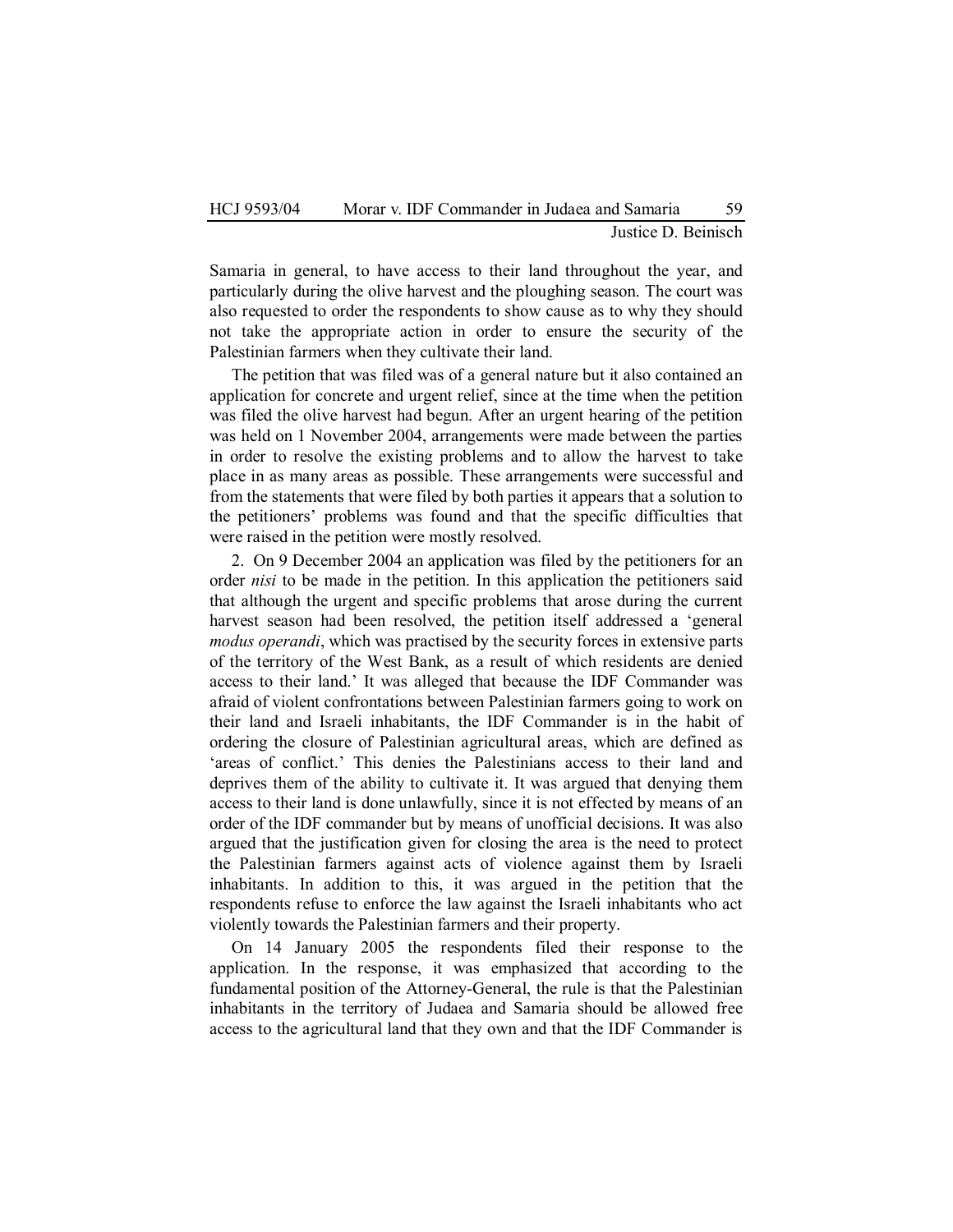Samaria in general, to have access to their land throughout the year, and particularly during the olive harvest and the ploughing season. The court was also requested to order the respondents to show cause as to why they should not take the appropriate action in order to ensure the security of the Palestinian farmers when they cultivate their land.

The petition that was filed was of a general nature but it also contained an application for concrete and urgent relief, since at the time when the petition was filed the olive harvest had begun. After an urgent hearing of the petition was held on 1 November 2004, arrangements were made between the parties in order to resolve the existing problems and to allow the harvest to take place in as many areas as possible. These arrangements were successful and from the statements that were filed by both parties it appears that a solution to the petitioners' problems was found and that the specific difficulties that were raised in the petition were mostly resolved.

2. On 9 December 2004 an application was filed by the petitioners for an order *nisi* to be made in the petition. In this application the petitioners said that although the urgent and specific problems that arose during the current harvest season had been resolved, the petition itself addressed a 'general *modus operandi*, which was practised by the security forces in extensive parts of the territory of the West Bank, as a result of which residents are denied access to their land.' It was alleged that because the IDF Commander was afraid of violent confrontations between Palestinian farmers going to work on their land and Israeli inhabitants, the IDF Commander is in the habit of ordering the closure of Palestinian agricultural areas, which are defined as 'areas of conflict.' This denies the Palestinians access to their land and deprives them of the ability to cultivate it. It was argued that denying them access to their land is done unlawfully, since it is not effected by means of an order of the IDF commander but by means of unofficial decisions. It was also argued that the justification given for closing the area is the need to protect the Palestinian farmers against acts of violence against them by Israeli inhabitants. In addition to this, it was argued in the petition that the respondents refuse to enforce the law against the Israeli inhabitants who act violently towards the Palestinian farmers and their property.

On 14 January 2005 the respondents filed their response to the application. In the response, it was emphasized that according to the fundamental position of the Attorney-General, the rule is that the Palestinian inhabitants in the territory of Judaea and Samaria should be allowed free access to the agricultural land that they own and that the IDF Commander is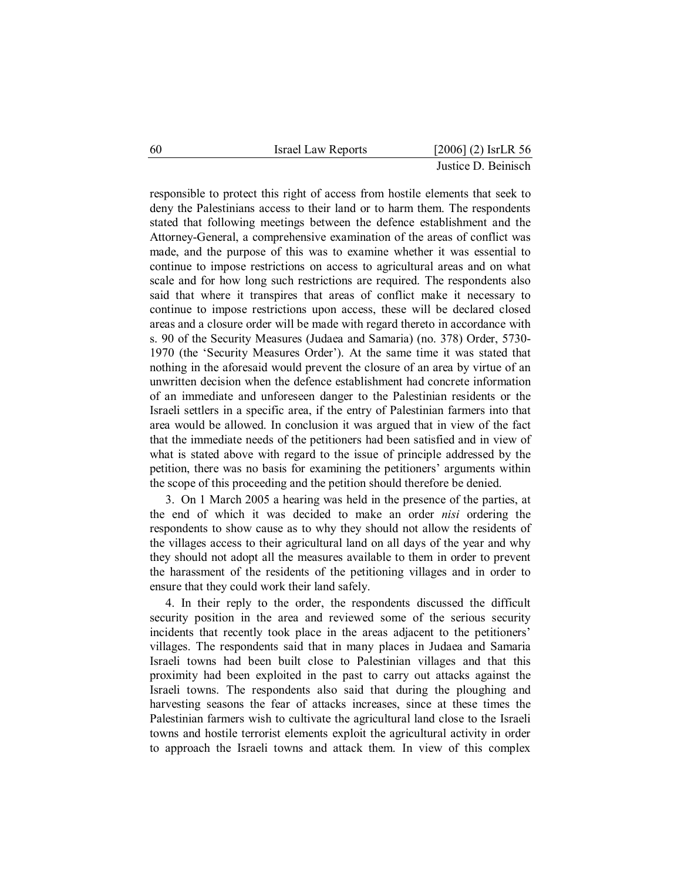responsible to protect this right of access from hostile elements that seek to deny the Palestinians access to their land or to harm them. The respondents stated that following meetings between the defence establishment and the Attorney-General, a comprehensive examination of the areas of conflict was made, and the purpose of this was to examine whether it was essential to continue to impose restrictions on access to agricultural areas and on what scale and for how long such restrictions are required. The respondents also said that where it transpires that areas of conflict make it necessary to continue to impose restrictions upon access, these will be declared closed areas and a closure order will be made with regard thereto in accordance with s. 90 of the Security Measures (Judaea and Samaria) (no. 378) Order, 5730-1970 (the 'Security Measures Order'). At the same time it was stated that nothing in the aforesaid would prevent the closure of an area by virtue of an unwritten decision when the defence establishment had concrete information of an immediate and unforeseen danger to the Palestinian residents or the Israeli settlers in a specific area, if the entry of Palestinian farmers into that area would be allowed. In conclusion it was argued that in view of the fact that the immediate needs of the petitioners had been satisfied and in view of what is stated above with regard to the issue of principle addressed by the petition, there was no basis for examining the petitioners' arguments within the scope of this proceeding and the petition should therefore be denied.

3. On 1 March 2005 a hearing was held in the presence of the parties, at the end of which it was decided to make an order *nisi* ordering the respondents to show cause as to why they should not allow the residents of the villages access to their agricultural land on all days of the year and why they should not adopt all the measures available to them in order to prevent the harassment of the residents of the petitioning villages and in order to ensure that they could work their land safely.

4. In their reply to the order, the respondents discussed the difficult security position in the area and reviewed some of the serious security incidents that recently took place in the areas adjacent to the petitioners' villages. The respondents said that in many places in Judaea and Samaria Israeli towns had been built close to Palestinian villages and that this proximity had been exploited in the past to carry out attacks against the Israeli towns. The respondents also said that during the ploughing and harvesting seasons the fear of attacks increases, since at these times the Palestinian farmers wish to cultivate the agricultural land close to the Israeli towns and hostile terrorist elements exploit the agricultural activity in order to approach the Israeli towns and attack them. In view of this complex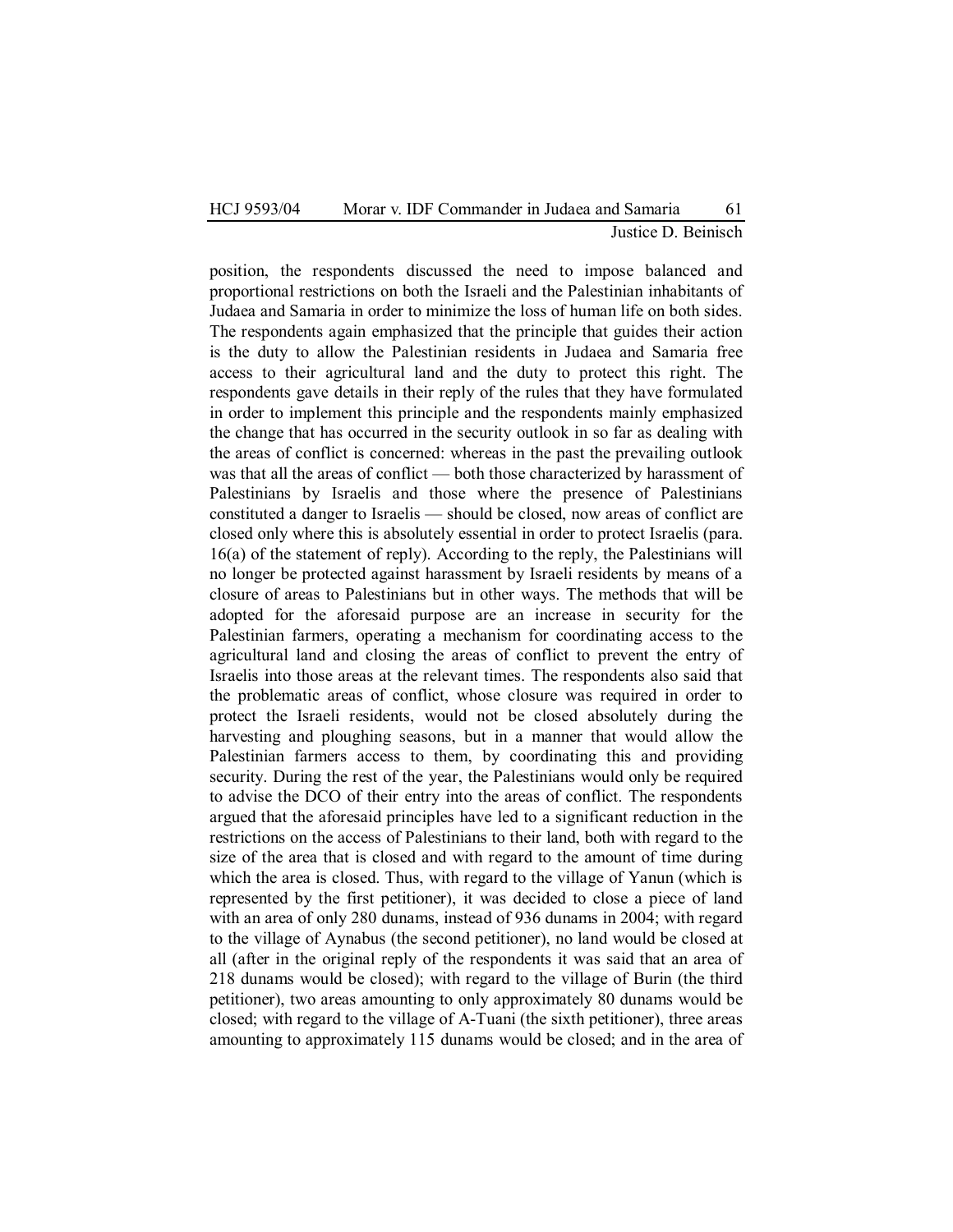position, the respondents discussed the need to impose balanced and proportional restrictions on both the Israeli and the Palestinian inhabitants of Judaea and Samaria in order to minimize the loss of human life on both sides. The respondents again emphasized that the principle that guides their action is the duty to allow the Palestinian residents in Judaea and Samaria free access to their agricultural land and the duty to protect this right. The respondents gave details in their reply of the rules that they have formulated in order to implement this principle and the respondents mainly emphasized the change that has occurred in the security outlook in so far as dealing with the areas of conflict is concerned: whereas in the past the prevailing outlook was that all the areas of conflict — both those characterized by harassment of Palestinians by Israelis and those where the presence of Palestinians constituted a danger to Israelis — should be closed, now areas of conflict are closed only where this is absolutely essential in order to protect Israelis (para. 16(a) of the statement of reply). According to the reply, the Palestinians will no longer be protected against harassment by Israeli residents by means of a closure of areas to Palestinians but in other ways. The methods that will be adopted for the aforesaid purpose are an increase in security for the Palestinian farmers, operating a mechanism for coordinating access to the agricultural land and closing the areas of conflict to prevent the entry of Israelis into those areas at the relevant times. The respondents also said that the problematic areas of conflict, whose closure was required in order to protect the Israeli residents, would not be closed absolutely during the harvesting and ploughing seasons, but in a manner that would allow the Palestinian farmers access to them, by coordinating this and providing security. During the rest of the year, the Palestinians would only be required to advise the DCO of their entry into the areas of conflict. The respondents argued that the aforesaid principles have led to a significant reduction in the restrictions on the access of Palestinians to their land, both with regard to the size of the area that is closed and with regard to the amount of time during which the area is closed. Thus, with regard to the village of Yanun (which is represented by the first petitioner), it was decided to close a piece of land with an area of only 280 dunams, instead of 936 dunams in 2004; with regard to the village of Aynabus (the second petitioner), no land would be closed at all (after in the original reply of the respondents it was said that an area of 218 dunams would be closed); with regard to the village of Burin (the third petitioner), two areas amounting to only approximately 80 dunams would be closed; with regard to the village of A-Tuani (the sixth petitioner), three areas amounting to approximately 115 dunams would be closed; and in the area of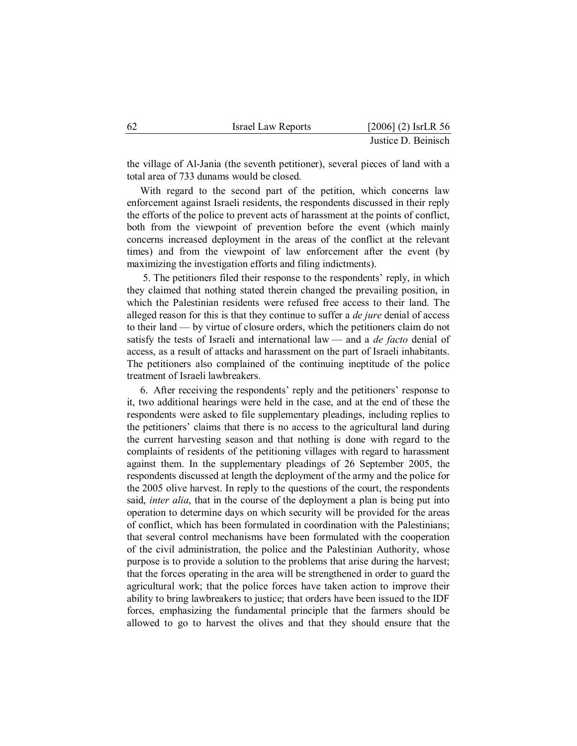the village of Al-Jania (the seventh petitioner), several pieces of land with a total area of 733 dunams would be closed.

With regard to the second part of the petition, which concerns law enforcement against Israeli residents, the respondents discussed in their reply the efforts of the police to prevent acts of harassment at the points of conflict, both from the viewpoint of prevention before the event (which mainly concerns increased deployment in the areas of the conflict at the relevant times) and from the viewpoint of law enforcement after the event (by maximizing the investigation efforts and filing indictments).

5. The petitioners filed their response to the respondents' reply, in which they claimed that nothing stated therein changed the prevailing position, in which the Palestinian residents were refused free access to their land. The alleged reason for this is that they continue to suffer a *de jure* denial of access to their land — by virtue of closure orders, which the petitioners claim do not satisfy the tests of Israeli and international law — and a *de facto* denial of access, as a result of attacks and harassment on the part of Israeli inhabitants. The petitioners also complained of the continuing ineptitude of the police treatment of Israeli lawbreakers.

6. After receiving the respondents' reply and the petitioners' response to it, two additional hearings were held in the case, and at the end of these the respondents were asked to file supplementary pleadings, including replies to the petitioners' claims that there is no access to the agricultural land during the current harvesting season and that nothing is done with regard to the complaints of residents of the petitioning villages with regard to harassment against them. In the supplementary pleadings of 26 September 2005, the respondents discussed at length the deployment of the army and the police for the 2005 olive harvest. In reply to the questions of the court, the respondents said, *inter alia*, that in the course of the deployment a plan is being put into operation to determine days on which security will be provided for the areas of conflict, which has been formulated in coordination with the Palestinians; that several control mechanisms have been formulated with the cooperation of the civil administration, the police and the Palestinian Authority, whose purpose is to provide a solution to the problems that arise during the harvest; that the forces operating in the area will be strengthened in order to guard the agricultural work; that the police forces have taken action to improve their ability to bring lawbreakers to justice; that orders have been issued to the IDF forces, emphasizing the fundamental principle that the farmers should be allowed to go to harvest the olives and that they should ensure that the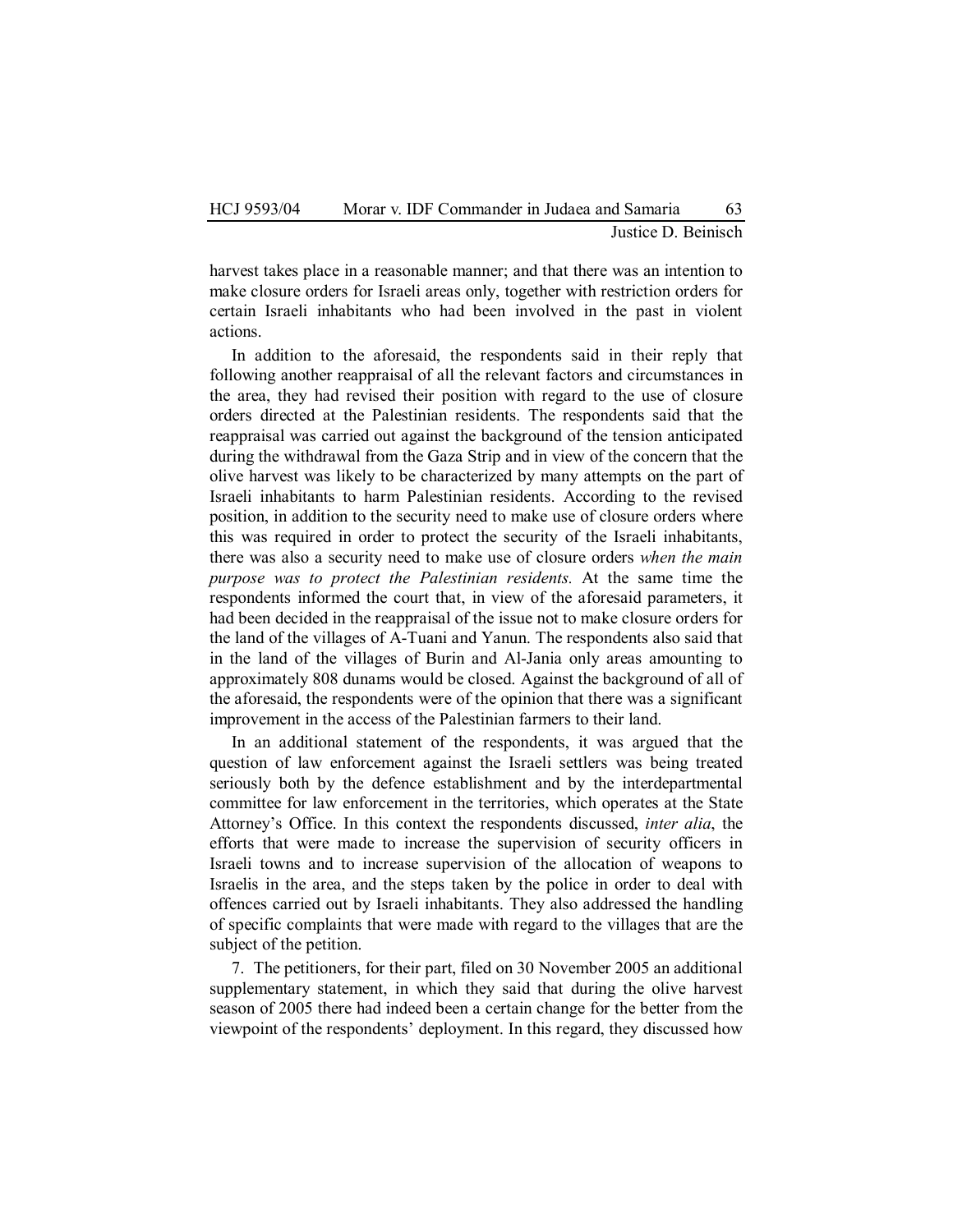harvest takes place in a reasonable manner; and that there was an intention to make closure orders for Israeli areas only, together with restriction orders for certain Israeli inhabitants who had been involved in the past in violent actions.

In addition to the aforesaid, the respondents said in their reply that following another reappraisal of all the relevant factors and circumstances in the area, they had revised their position with regard to the use of closure orders directed at the Palestinian residents. The respondents said that the reappraisal was carried out against the background of the tension anticipated during the withdrawal from the Gaza Strip and in view of the concern that the olive harvest was likely to be characterized by many attempts on the part of Israeli inhabitants to harm Palestinian residents. According to the revised position, in addition to the security need to make use of closure orders where this was required in order to protect the security of the Israeli inhabitants, there was also a security need to make use of closure orders *when the main purpose was to protect the Palestinian residents.* At the same time the respondents informed the court that, in view of the aforesaid parameters, it had been decided in the reappraisal of the issue not to make closure orders for the land of the villages of A-Tuani and Yanun. The respondents also said that in the land of the villages of Burin and Al-Jania only areas amounting to approximately 808 dunams would be closed. Against the background of all of the aforesaid, the respondents were of the opinion that there was a significant improvement in the access of the Palestinian farmers to their land.

In an additional statement of the respondents, it was argued that the question of law enforcement against the Israeli settlers was being treated seriously both by the defence establishment and by the interdepartmental committee for law enforcement in the territories, which operates at the State Attorney's Office. In this context the respondents discussed, *inter alia*, the efforts that were made to increase the supervision of security officers in Israeli towns and to increase supervision of the allocation of weapons to Israelis in the area, and the steps taken by the police in order to deal with offences carried out by Israeli inhabitants. They also addressed the handling of specific complaints that were made with regard to the villages that are the subject of the petition.

7. The petitioners, for their part, filed on 30 November 2005 an additional supplementary statement, in which they said that during the olive harvest season of 2005 there had indeed been a certain change for the better from the viewpoint of the respondents' deployment. In this regard, they discussed how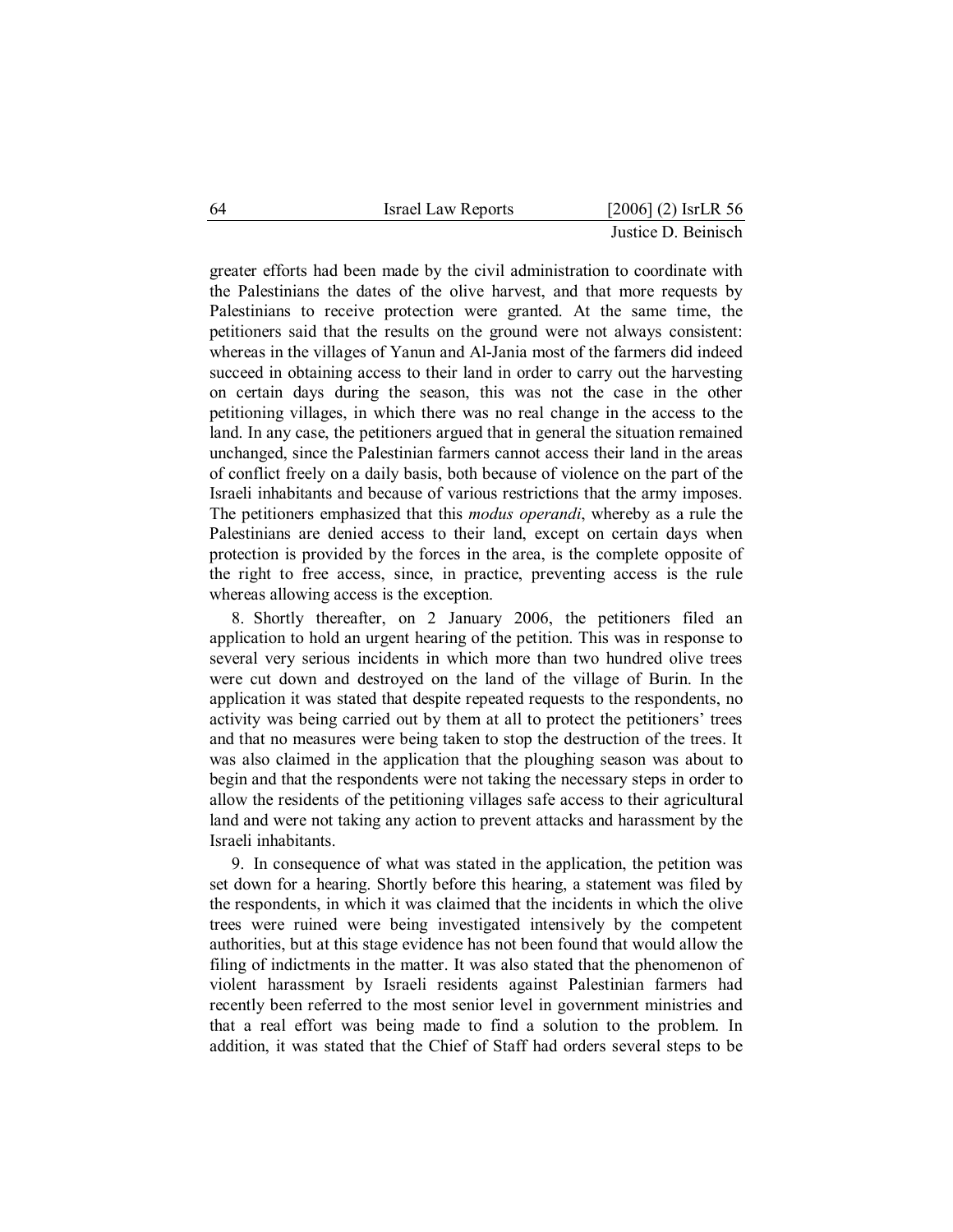greater efforts had been made by the civil administration to coordinate with the Palestinians the dates of the olive harvest, and that more requests by Palestinians to receive protection were granted. At the same time, the petitioners said that the results on the ground were not always consistent: whereas in the villages of Yanun and Al-Jania most of the farmers did indeed succeed in obtaining access to their land in order to carry out the harvesting on certain days during the season, this was not the case in the other petitioning villages, in which there was no real change in the access to the land. In any case, the petitioners argued that in general the situation remained unchanged, since the Palestinian farmers cannot access their land in the areas of conflict freely on a daily basis, both because of violence on the part of the Israeli inhabitants and because of various restrictions that the army imposes. The petitioners emphasized that this *modus operandi*, whereby as a rule the Palestinians are denied access to their land, except on certain days when protection is provided by the forces in the area, is the complete opposite of the right to free access, since, in practice, preventing access is the rule whereas allowing access is the exception.

8. Shortly thereafter, on 2 January 2006, the petitioners filed an application to hold an urgent hearing of the petition. This was in response to several very serious incidents in which more than two hundred olive trees were cut down and destroyed on the land of the village of Burin. In the application it was stated that despite repeated requests to the respondents, no activity was being carried out by them at all to protect the petitioners' trees and that no measures were being taken to stop the destruction of the trees. It was also claimed in the application that the ploughing season was about to begin and that the respondents were not taking the necessary steps in order to allow the residents of the petitioning villages safe access to their agricultural land and were not taking any action to prevent attacks and harassment by the Israeli inhabitants.

9. In consequence of what was stated in the application, the petition was set down for a hearing. Shortly before this hearing, a statement was filed by the respondents, in which it was claimed that the incidents in which the olive trees were ruined were being investigated intensively by the competent authorities, but at this stage evidence has not been found that would allow the filing of indictments in the matter. It was also stated that the phenomenon of violent harassment by Israeli residents against Palestinian farmers had recently been referred to the most senior level in government ministries and that a real effort was being made to find a solution to the problem. In addition, it was stated that the Chief of Staff had orders several steps to be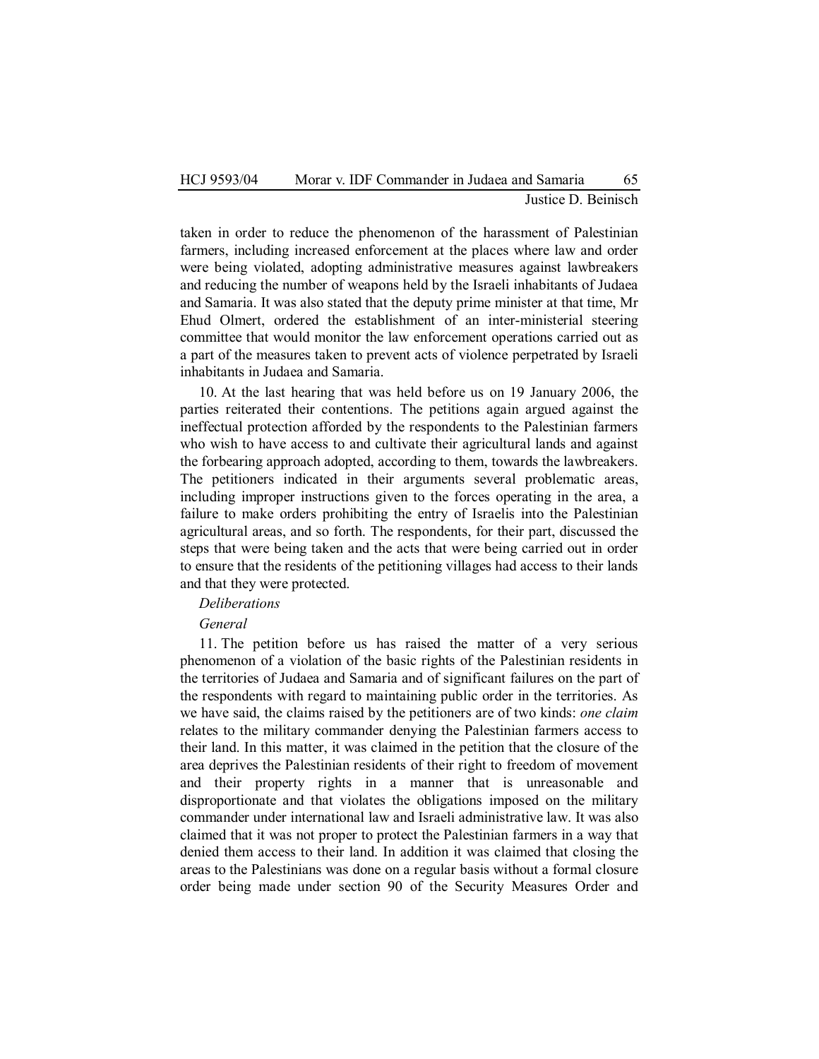taken in order to reduce the phenomenon of the harassment of Palestinian farmers, including increased enforcement at the places where law and order were being violated, adopting administrative measures against lawbreakers and reducing the number of weapons held by the Israeli inhabitants of Judaea and Samaria. It was also stated that the deputy prime minister at that time, Mr Ehud Olmert, ordered the establishment of an inter-ministerial steering committee that would monitor the law enforcement operations carried out as a part of the measures taken to prevent acts of violence perpetrated by Israeli inhabitants in Judaea and Samaria.

10. At the last hearing that was held before us on 19 January 2006, the parties reiterated their contentions. The petitions again argued against the ineffectual protection afforded by the respondents to the Palestinian farmers who wish to have access to and cultivate their agricultural lands and against the forbearing approach adopted, according to them, towards the lawbreakers. The petitioners indicated in their arguments several problematic areas, including improper instructions given to the forces operating in the area, a failure to make orders prohibiting the entry of Israelis into the Palestinian agricultural areas, and so forth. The respondents, for their part, discussed the steps that were being taken and the acts that were being carried out in order to ensure that the residents of the petitioning villages had access to their lands and that they were protected.

*Deliberations*

*General*

11. The petition before us has raised the matter of a very serious phenomenon of a violation of the basic rights of the Palestinian residents in the territories of Judaea and Samaria and of significant failures on the part of the respondents with regard to maintaining public order in the territories. As we have said, the claims raised by the petitioners are of two kinds: *one claim* relates to the military commander denying the Palestinian farmers access to their land. In this matter, it was claimed in the petition that the closure of the area deprives the Palestinian residents of their right to freedom of movement and their property rights in a manner that is unreasonable and disproportionate and that violates the obligations imposed on the military commander under international law and Israeli administrative law. It was also claimed that it was not proper to protect the Palestinian farmers in a way that denied them access to their land. In addition it was claimed that closing the areas to the Palestinians was done on a regular basis without a formal closure order being made under section 90 of the Security Measures Order and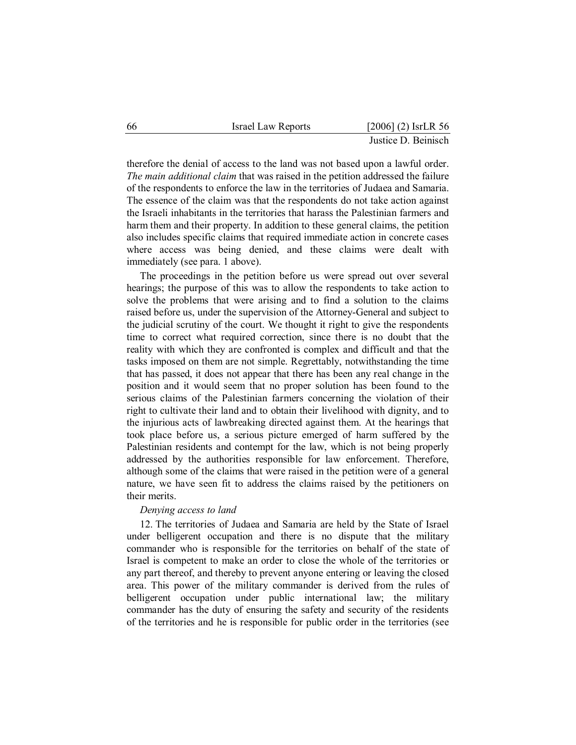therefore the denial of access to the land was not based upon a lawful order. *The main additional claim* that was raised in the petition addressed the failure of the respondents to enforce the law in the territories of Judaea and Samaria. The essence of the claim was that the respondents do not take action against the Israeli inhabitants in the territories that harass the Palestinian farmers and harm them and their property. In addition to these general claims, the petition also includes specific claims that required immediate action in concrete cases where access was being denied, and these claims were dealt with immediately (see para. 1 above).

The proceedings in the petition before us were spread out over several hearings; the purpose of this was to allow the respondents to take action to solve the problems that were arising and to find a solution to the claims raised before us, under the supervision of the Attorney-General and subject to the judicial scrutiny of the court. We thought it right to give the respondents time to correct what required correction, since there is no doubt that the reality with which they are confronted is complex and difficult and that the tasks imposed on them are not simple. Regrettably, notwithstanding the time that has passed, it does not appear that there has been any real change in the position and it would seem that no proper solution has been found to the serious claims of the Palestinian farmers concerning the violation of their right to cultivate their land and to obtain their livelihood with dignity, and to the injurious acts of lawbreaking directed against them. At the hearings that took place before us, a serious picture emerged of harm suffered by the Palestinian residents and contempt for the law, which is not being properly addressed by the authorities responsible for law enforcement. Therefore, although some of the claims that were raised in the petition were of a general nature, we have seen fit to address the claims raised by the petitioners on their merits.

*Denying access to land*

12. The territories of Judaea and Samaria are held by the State of Israel under belligerent occupation and there is no dispute that the military commander who is responsible for the territories on behalf of the state of Israel is competent to make an order to close the whole of the territories or any part thereof, and thereby to prevent anyone entering or leaving the closed area. This power of the military commander is derived from the rules of belligerent occupation under public international law; the military commander has the duty of ensuring the safety and security of the residents of the territories and he is responsible for public order in the territories (see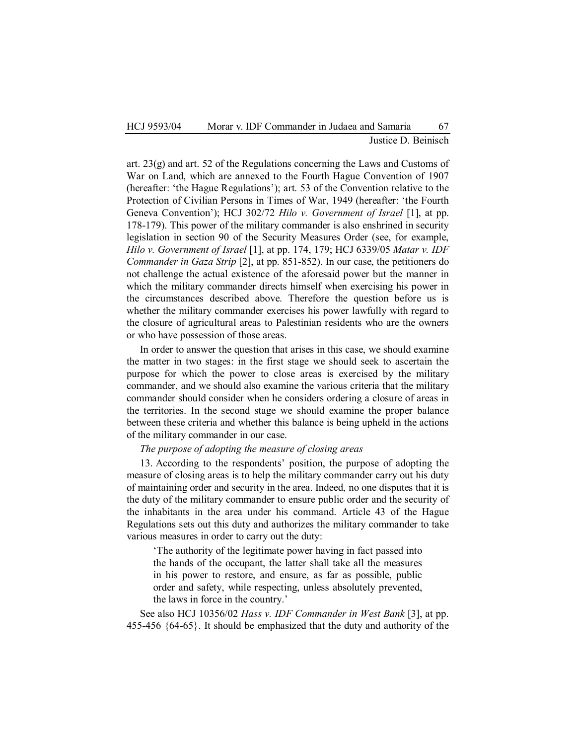art. 23(g) and art. 52 of the Regulations concerning the Laws and Customs of War on Land, which are annexed to the Fourth Hague Convention of 1907 (hereafter: 'the Hague Regulations'); art. 53 of the Convention relative to the Protection of Civilian Persons in Times of War, 1949 (hereafter: 'the Fourth Geneva Convention'); HCJ 302/72 *Hilo v. Government of Israel* [1], at pp. 178-179). This power of the military commander is also enshrined in security legislation in section 90 of the Security Measures Order (see, for example, *Hilo v. Government of Israel* [1], at pp. 174, 179; HCJ 6339/05 *Matar v. IDF Commander in Gaza Strip* [2], at pp. 851-852). In our case, the petitioners do not challenge the actual existence of the aforesaid power but the manner in which the military commander directs himself when exercising his power in the circumstances described above. Therefore the question before us is whether the military commander exercises his power lawfully with regard to the closure of agricultural areas to Palestinian residents who are the owners or who have possession of those areas.

In order to answer the question that arises in this case, we should examine the matter in two stages: in the first stage we should seek to ascertain the purpose for which the power to close areas is exercised by the military commander, and we should also examine the various criteria that the military commander should consider when he considers ordering a closure of areas in the territories. In the second stage we should examine the proper balance between these criteria and whether this balance is being upheld in the actions of the military commander in our case.

*The purpose of adopting the measure of closing areas*

13. According to the respondents' position, the purpose of adopting the measure of closing areas is to help the military commander carry out his duty of maintaining order and security in the area. Indeed, no one disputes that it is the duty of the military commander to ensure public order and the security of the inhabitants in the area under his command. Article 43 of the Hague Regulations sets out this duty and authorizes the military commander to take various measures in order to carry out the duty:

> 'The authority of the legitimate power having in fact passed into the hands of the occupant, the latter shall take all the measures in his power to restore, and ensure, as far as possible, public order and safety, while respecting, unless absolutely prevented, the laws in force in the country.'

See also HCJ 10356/02 *Hass v. IDF Commander in West Bank* [3], at pp. 455-456 {64-65}. It should be emphasized that the duty and authority of the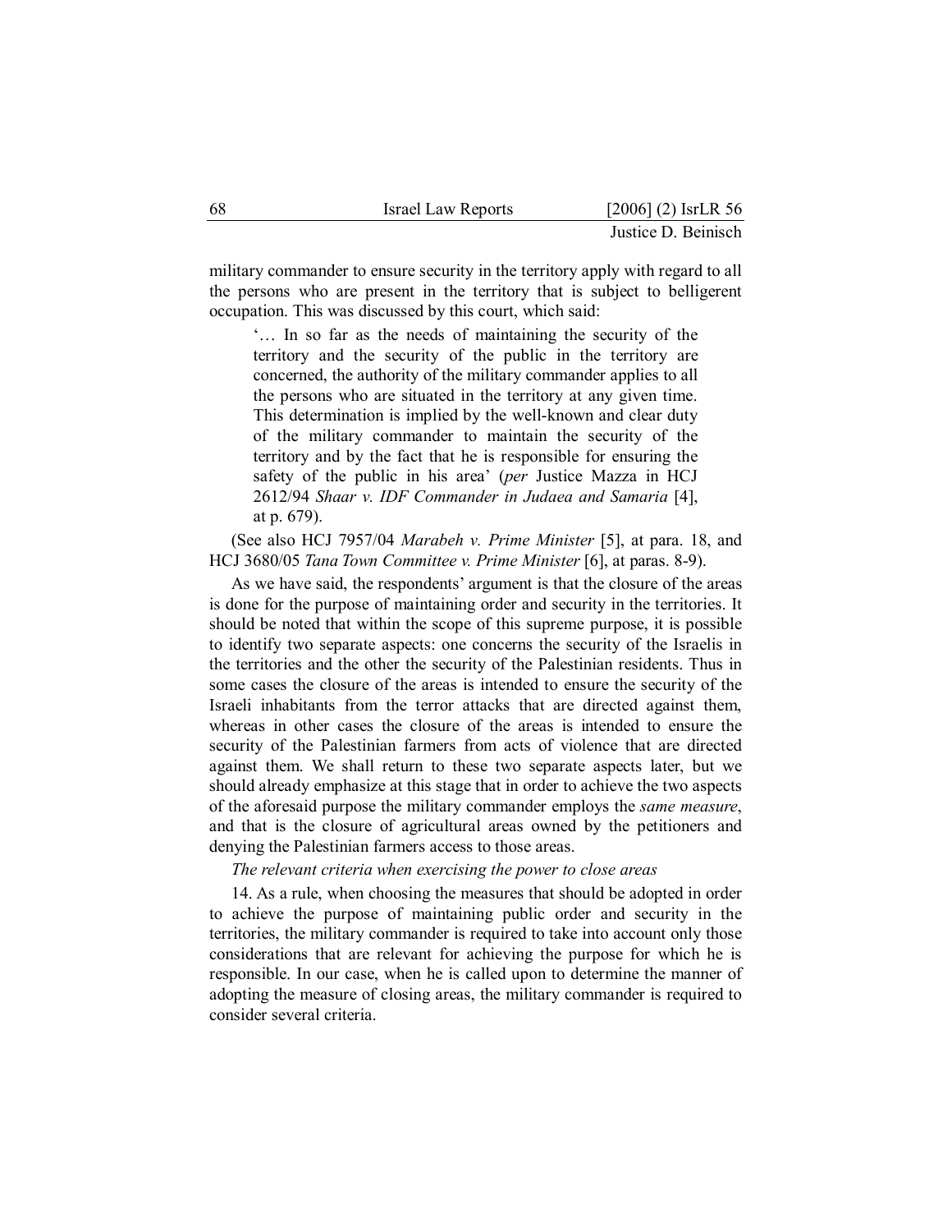military commander to ensure security in the territory apply with regard to all the persons who are present in the territory that is subject to belligerent occupation. This was discussed by this court, which said:

> '… In so far as the needs of maintaining the security of the territory and the security of the public in the territory are concerned, the authority of the military commander applies to all the persons who are situated in the territory at any given time. This determination is implied by the well-known and clear duty of the military commander to maintain the security of the territory and by the fact that he is responsible for ensuring the safety of the public in his area' (*per* Justice Mazza in HCJ 2612/94 *Shaar v. IDF Commander in Judaea and Samaria* [4], at p. 679).

(See also HCJ 7957/04 *Marabeh v. Prime Minister* [5], at para. 18, and HCJ 3680/05 *Tana Town Committee v. Prime Minister* [6], at paras. 8-9).

As we have said, the respondents' argument is that the closure of the areas is done for the purpose of maintaining order and security in the territories. It should be noted that within the scope of this supreme purpose, it is possible to identify two separate aspects: one concerns the security of the Israelis in the territories and the other the security of the Palestinian residents. Thus in some cases the closure of the areas is intended to ensure the security of the Israeli inhabitants from the terror attacks that are directed against them, whereas in other cases the closure of the areas is intended to ensure the security of the Palestinian farmers from acts of violence that are directed against them. We shall return to these two separate aspects later, but we should already emphasize at this stage that in order to achieve the two aspects of the aforesaid purpose the military commander employs the *same measure*, and that is the closure of agricultural areas owned by the petitioners and denying the Palestinian farmers access to those areas.

*The relevant criteria when exercising the power to close areas*

14. As a rule, when choosing the measures that should be adopted in order to achieve the purpose of maintaining public order and security in the territories, the military commander is required to take into account only those considerations that are relevant for achieving the purpose for which he is responsible. In our case, when he is called upon to determine the manner of adopting the measure of closing areas, the military commander is required to consider several criteria.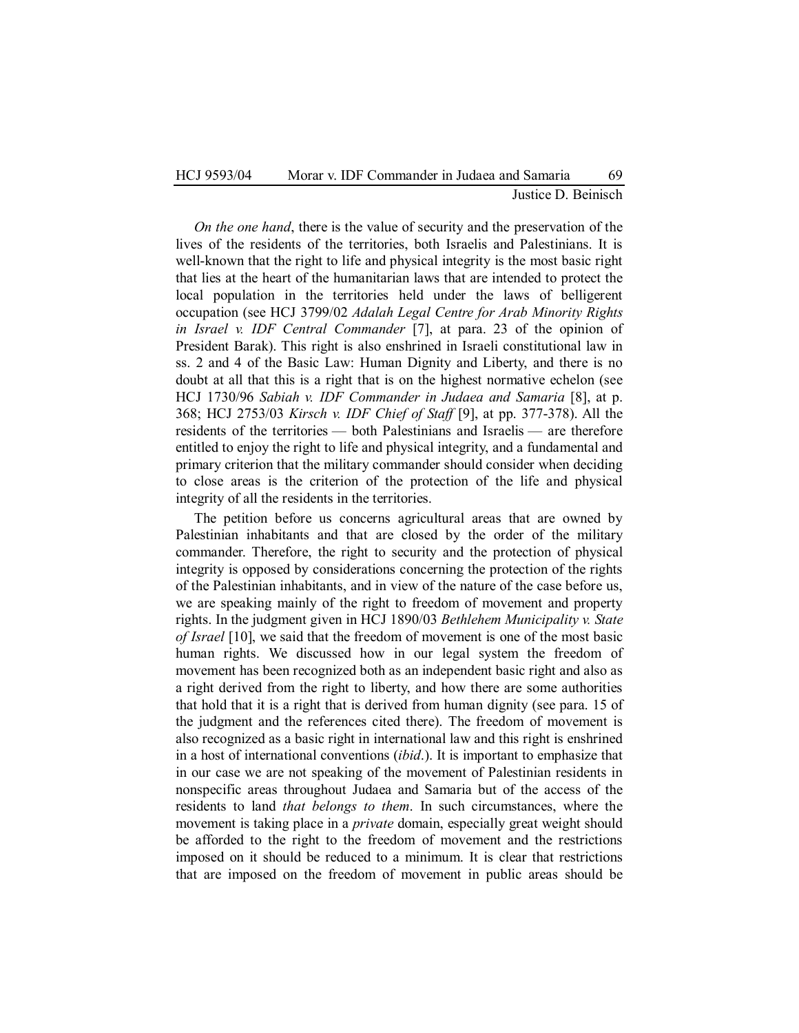*On the one hand*, there is the value of security and the preservation of the lives of the residents of the territories, both Israelis and Palestinians. It is well-known that the right to life and physical integrity is the most basic right that lies at the heart of the humanitarian laws that are intended to protect the local population in the territories held under the laws of belligerent occupation (see HCJ 3799/02 *Adalah Legal Centre for Arab Minority Rights in Israel v. IDF Central Commander* [7], at para. 23 of the opinion of President Barak). This right is also enshrined in Israeli constitutional law in ss. 2 and 4 of the Basic Law: Human Dignity and Liberty, and there is no doubt at all that this is a right that is on the highest normative echelon (see HCJ 1730/96 *Sabiah v. IDF Commander in Judaea and Samaria* [8], at p. 368; HCJ 2753/03 *Kirsch v. IDF Chief of Staff* [9], at pp. 377-378). All the residents of the territories — both Palestinians and Israelis — are therefore entitled to enjoy the right to life and physical integrity, and a fundamental and primary criterion that the military commander should consider when deciding to close areas is the criterion of the protection of the life and physical integrity of all the residents in the territories.

The petition before us concerns agricultural areas that are owned by Palestinian inhabitants and that are closed by the order of the military commander. Therefore, the right to security and the protection of physical integrity is opposed by considerations concerning the protection of the rights of the Palestinian inhabitants, and in view of the nature of the case before us, we are speaking mainly of the right to freedom of movement and property rights. In the judgment given in HCJ 1890/03 *Bethlehem Municipality v. State of Israel* [10], we said that the freedom of movement is one of the most basic human rights. We discussed how in our legal system the freedom of movement has been recognized both as an independent basic right and also as a right derived from the right to liberty, and how there are some authorities that hold that it is a right that is derived from human dignity (see para. 15 of the judgment and the references cited there). The freedom of movement is also recognized as a basic right in international law and this right is enshrined in a host of international conventions (*ibid*.). It is important to emphasize that in our case we are not speaking of the movement of Palestinian residents in nonspecific areas throughout Judaea and Samaria but of the access of the residents to land *that belongs to them*. In such circumstances, where the movement is taking place in a *private* domain, especially great weight should be afforded to the right to the freedom of movement and the restrictions imposed on it should be reduced to a minimum. It is clear that restrictions that are imposed on the freedom of movement in public areas should be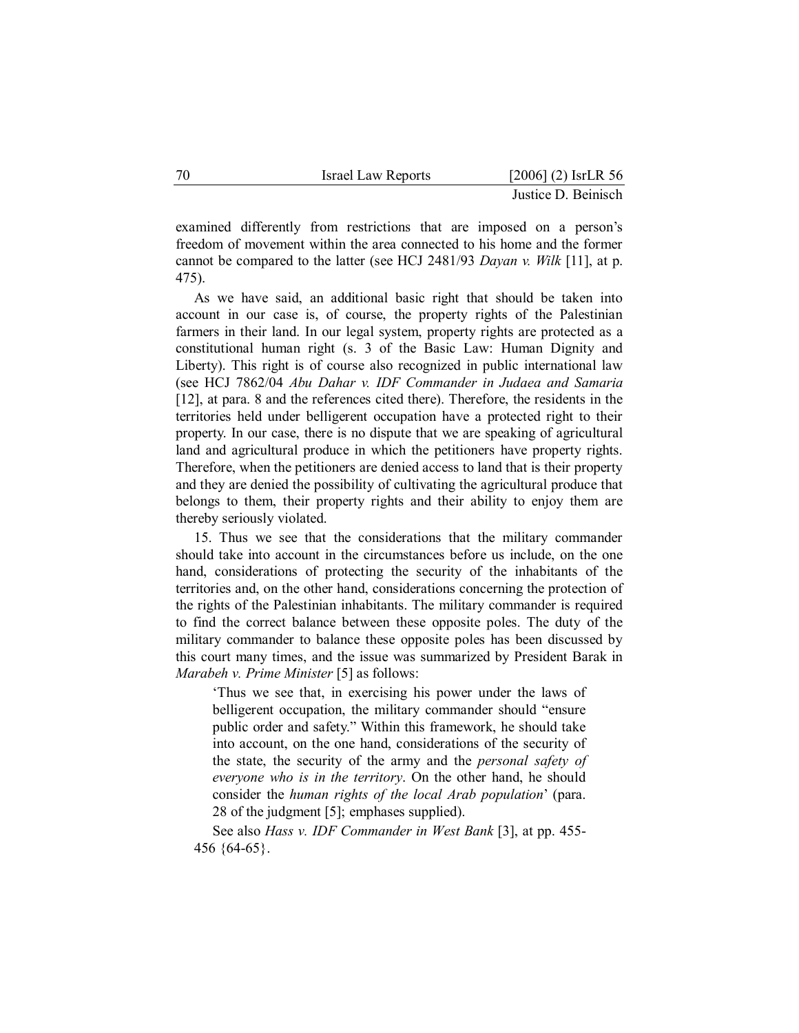examined differently from restrictions that are imposed on a person's freedom of movement within the area connected to his home and the former cannot be compared to the latter (see HCJ 2481/93 *Dayan v. Wilk* [11], at p. 475).

As we have said, an additional basic right that should be taken into account in our case is, of course, the property rights of the Palestinian farmers in their land. In our legal system, property rights are protected as a constitutional human right (s. 3 of the Basic Law: Human Dignity and Liberty). This right is of course also recognized in public international law (see HCJ 7862/04 *Abu Dahar v. IDF Commander in Judaea and Samaria* [12], at para. 8 and the references cited there). Therefore, the residents in the territories held under belligerent occupation have a protected right to their property. In our case, there is no dispute that we are speaking of agricultural land and agricultural produce in which the petitioners have property rights. Therefore, when the petitioners are denied access to land that is their property and they are denied the possibility of cultivating the agricultural produce that belongs to them, their property rights and their ability to enjoy them are thereby seriously violated.

15. Thus we see that the considerations that the military commander should take into account in the circumstances before us include, on the one hand, considerations of protecting the security of the inhabitants of the territories and, on the other hand, considerations concerning the protection of the rights of the Palestinian inhabitants. The military commander is required to find the correct balance between these opposite poles. The duty of the military commander to balance these opposite poles has been discussed by this court many times, and the issue was summarized by President Barak in *Marabeh v. Prime Minister* [5] as follows:

> 'Thus we see that, in exercising his power under the laws of belligerent occupation, the military commander should "ensure public order and safety." Within this framework, he should take into account, on the one hand, considerations of the security of the state, the security of the army and the *personal safety of everyone who is in the territory*. On the other hand, he should consider the *human rights of the local Arab population*' (para. 28 of the judgment [5]; emphases supplied).

See also *Hass v. IDF Commander in West Bank* [3], at pp. 455-456 {64-65}.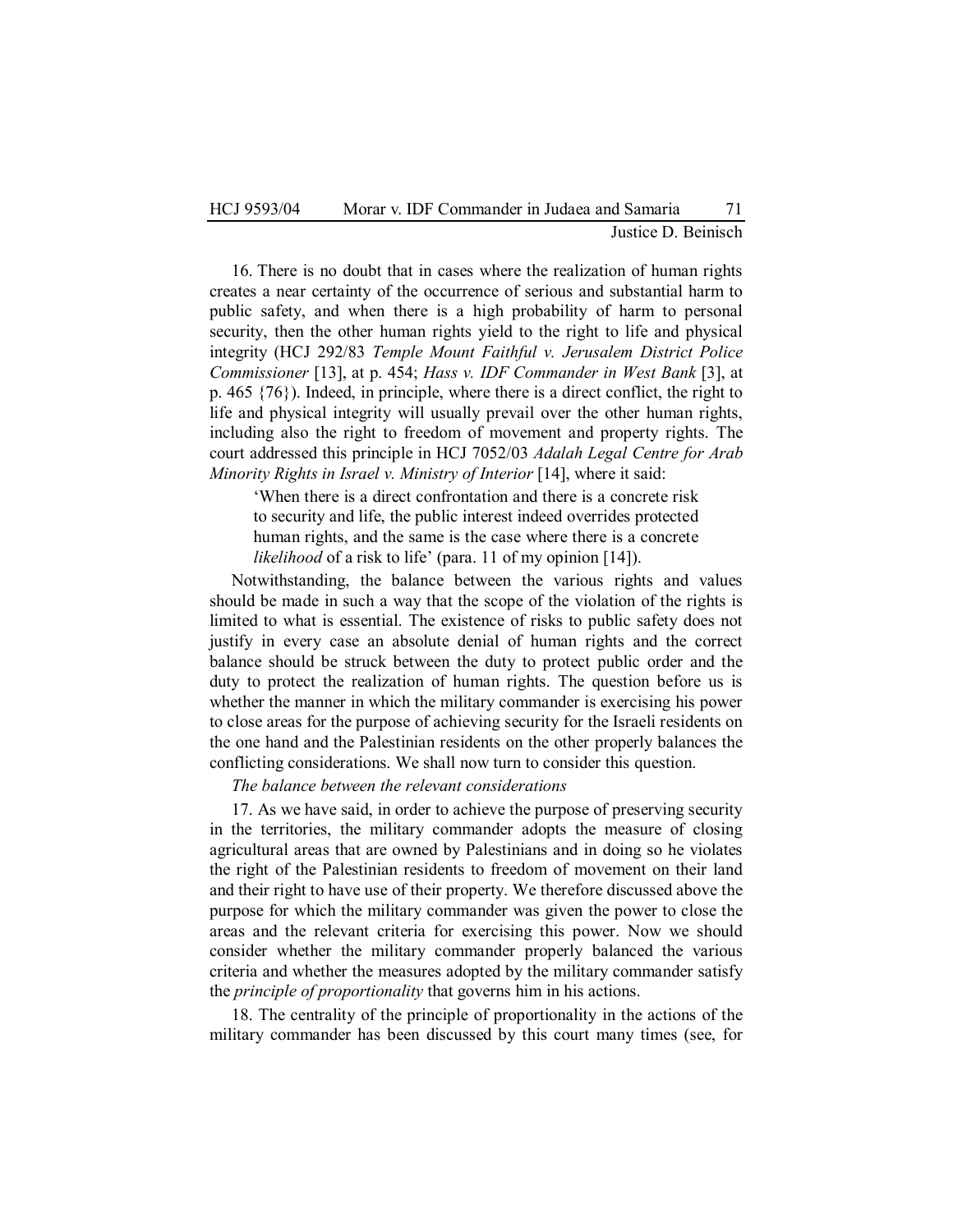16. There is no doubt that in cases where the realization of human rights creates a near certainty of the occurrence of serious and substantial harm to public safety, and when there is a high probability of harm to personal security, then the other human rights yield to the right to life and physical integrity (HCJ 292/83 *Temple Mount Faithful v. Jerusalem District Police Commissioner* [13], at p. 454; *Hass v. IDF Commander in West Bank* [3], at p. 465 {76}). Indeed, in principle, where there is a direct conflict, the right to life and physical integrity will usually prevail over the other human rights, including also the right to freedom of movement and property rights. The court addressed this principle in HCJ 7052/03 *Adalah Legal Centre for Arab Minority Rights in Israel v. Ministry of Interior* [14], where it said:

> 'When there is a direct confrontation and there is a concrete risk to security and life, the public interest indeed overrides protected human rights, and the same is the case where there is a concrete *likelihood* of a risk to life' (para. 11 of my opinion [14]).

Notwithstanding, the balance between the various rights and values should be made in such a way that the scope of the violation of the rights is limited to what is essential. The existence of risks to public safety does not justify in every case an absolute denial of human rights and the correct balance should be struck between the duty to protect public order and the duty to protect the realization of human rights. The question before us is whether the manner in which the military commander is exercising his power to close areas for the purpose of achieving security for the Israeli residents on the one hand and the Palestinian residents on the other properly balances the conflicting considerations. We shall now turn to consider this question.

*The balance between the relevant considerations*

17. As we have said, in order to achieve the purpose of preserving security in the territories, the military commander adopts the measure of closing agricultural areas that are owned by Palestinians and in doing so he violates the right of the Palestinian residents to freedom of movement on their land and their right to have use of their property. We therefore discussed above the purpose for which the military commander was given the power to close the areas and the relevant criteria for exercising this power. Now we should consider whether the military commander properly balanced the various criteria and whether the measures adopted by the military commander satisfy the *principle of proportionality* that governs him in his actions.

18. The centrality of the principle of proportionality in the actions of the military commander has been discussed by this court many times (see, for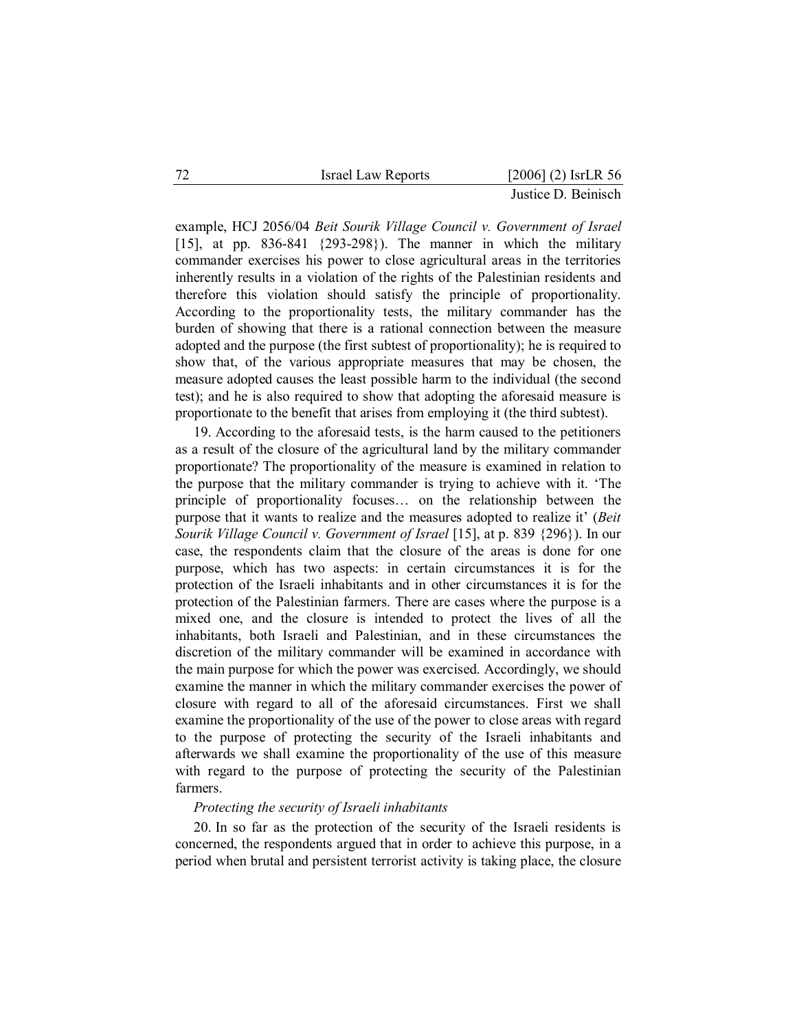example, HCJ 2056/04 *Beit Sourik Village Council v. Government of Israel* [15], at pp. 836-841 {293-298}). The manner in which the military commander exercises his power to close agricultural areas in the territories inherently results in a violation of the rights of the Palestinian residents and therefore this violation should satisfy the principle of proportionality. According to the proportionality tests, the military commander has the burden of showing that there is a rational connection between the measure adopted and the purpose (the first subtest of proportionality); he is required to show that, of the various appropriate measures that may be chosen, the measure adopted causes the least possible harm to the individual (the second test); and he is also required to show that adopting the aforesaid measure is proportionate to the benefit that arises from employing it (the third subtest).

19. According to the aforesaid tests, is the harm caused to the petitioners as a result of the closure of the agricultural land by the military commander proportionate? The proportionality of the measure is examined in relation to the purpose that the military commander is trying to achieve with it. 'The principle of proportionality focuses… on the relationship between the purpose that it wants to realize and the measures adopted to realize it' (*Beit Sourik Village Council v. Government of Israel* [15], at p. 839 {296}). In our case, the respondents claim that the closure of the areas is done for one purpose, which has two aspects: in certain circumstances it is for the protection of the Israeli inhabitants and in other circumstances it is for the protection of the Palestinian farmers. There are cases where the purpose is a mixed one, and the closure is intended to protect the lives of all the inhabitants, both Israeli and Palestinian, and in these circumstances the discretion of the military commander will be examined in accordance with the main purpose for which the power was exercised. Accordingly, we should examine the manner in which the military commander exercises the power of closure with regard to all of the aforesaid circumstances. First we shall examine the proportionality of the use of the power to close areas with regard to the purpose of protecting the security of the Israeli inhabitants and afterwards we shall examine the proportionality of the use of this measure with regard to the purpose of protecting the security of the Palestinian farmers.

*Protecting the security of Israeli inhabitants*

20. In so far as the protection of the security of the Israeli residents is concerned, the respondents argued that in order to achieve this purpose, in a period when brutal and persistent terrorist activity is taking place, the closure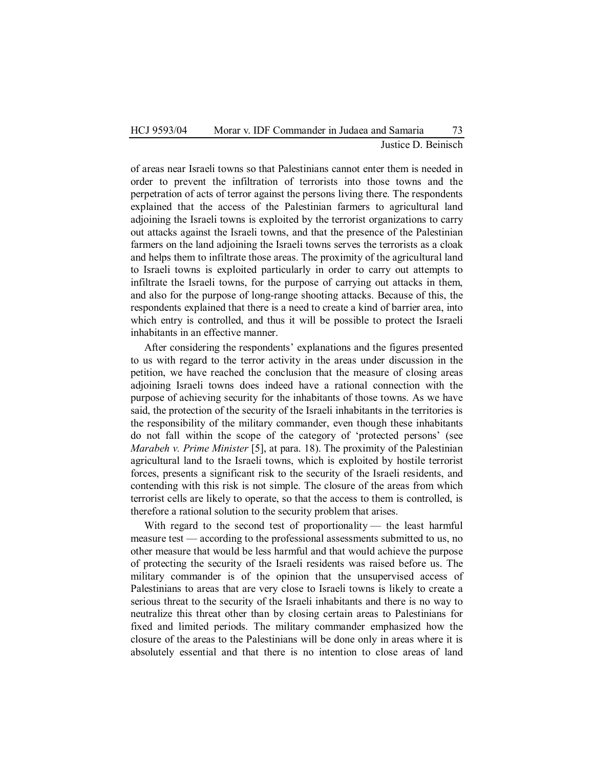of areas near Israeli towns so that Palestinians cannot enter them is needed in order to prevent the infiltration of terrorists into those towns and the perpetration of acts of terror against the persons living there. The respondents explained that the access of the Palestinian farmers to agricultural land adjoining the Israeli towns is exploited by the terrorist organizations to carry out attacks against the Israeli towns, and that the presence of the Palestinian farmers on the land adjoining the Israeli towns serves the terrorists as a cloak and helps them to infiltrate those areas. The proximity of the agricultural land to Israeli towns is exploited particularly in order to carry out attempts to infiltrate the Israeli towns, for the purpose of carrying out attacks in them, and also for the purpose of long-range shooting attacks. Because of this, the respondents explained that there is a need to create a kind of barrier area, into which entry is controlled, and thus it will be possible to protect the Israeli inhabitants in an effective manner.

After considering the respondents' explanations and the figures presented to us with regard to the terror activity in the areas under discussion in the petition, we have reached the conclusion that the measure of closing areas adjoining Israeli towns does indeed have a rational connection with the purpose of achieving security for the inhabitants of those towns. As we have said, the protection of the security of the Israeli inhabitants in the territories is the responsibility of the military commander, even though these inhabitants do not fall within the scope of the category of 'protected persons' (see *Marabeh v. Prime Minister* [5], at para. 18). The proximity of the Palestinian agricultural land to the Israeli towns, which is exploited by hostile terrorist forces, presents a significant risk to the security of the Israeli residents, and contending with this risk is not simple. The closure of the areas from which terrorist cells are likely to operate, so that the access to them is controlled, is therefore a rational solution to the security problem that arises.

With regard to the second test of proportionality — the least harmful measure test — according to the professional assessments submitted to us, no other measure that would be less harmful and that would achieve the purpose of protecting the security of the Israeli residents was raised before us. The military commander is of the opinion that the unsupervised access of Palestinians to areas that are very close to Israeli towns is likely to create a serious threat to the security of the Israeli inhabitants and there is no way to neutralize this threat other than by closing certain areas to Palestinians for fixed and limited periods. The military commander emphasized how the closure of the areas to the Palestinians will be done only in areas where it is absolutely essential and that there is no intention to close areas of land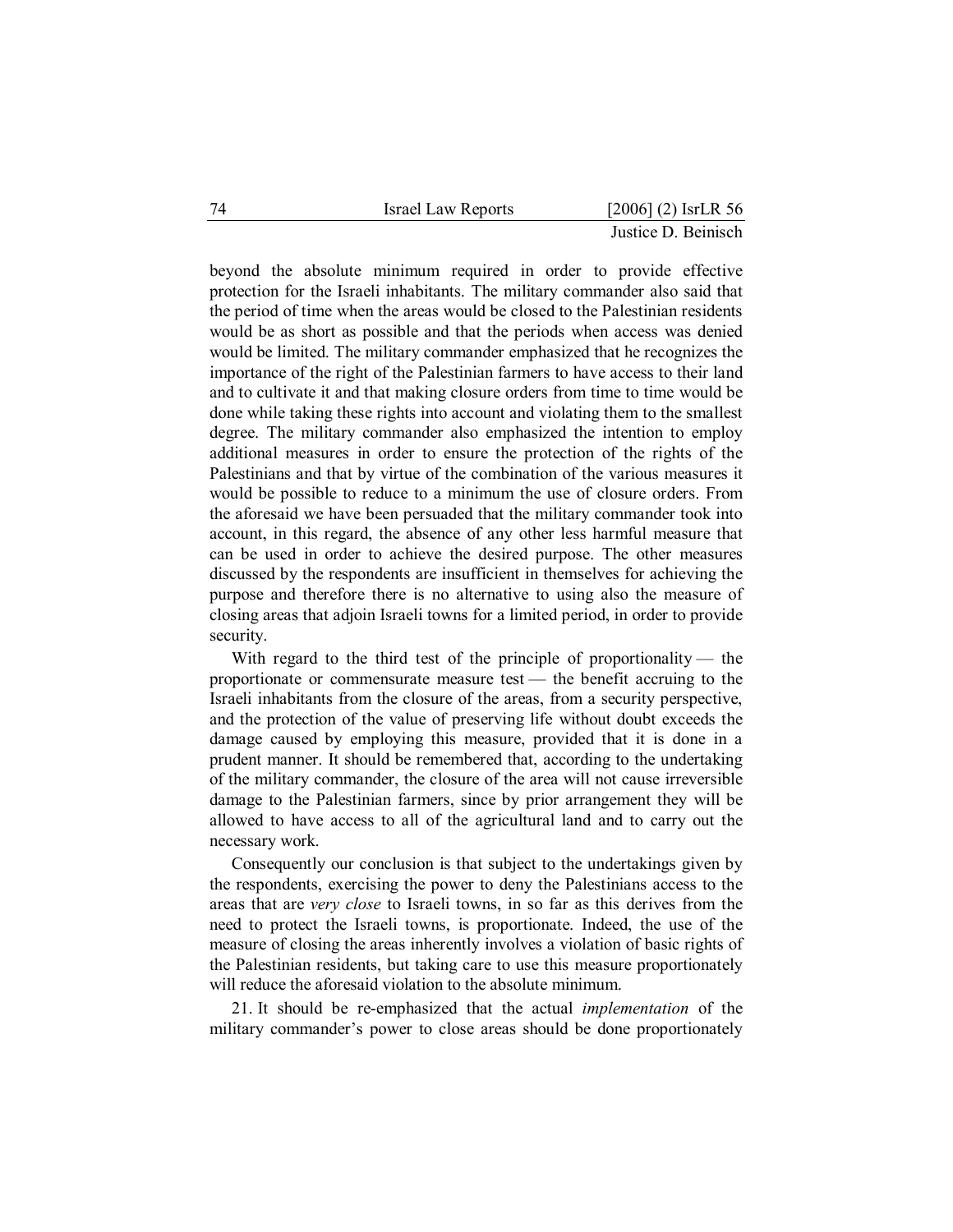beyond the absolute minimum required in order to provide effective protection for the Israeli inhabitants. The military commander also said that the period of time when the areas would be closed to the Palestinian residents would be as short as possible and that the periods when access was denied would be limited. The military commander emphasized that he recognizes the importance of the right of the Palestinian farmers to have access to their land and to cultivate it and that making closure orders from time to time would be done while taking these rights into account and violating them to the smallest degree. The military commander also emphasized the intention to employ additional measures in order to ensure the protection of the rights of the Palestinians and that by virtue of the combination of the various measures it would be possible to reduce to a minimum the use of closure orders. From the aforesaid we have been persuaded that the military commander took into account, in this regard, the absence of any other less harmful measure that can be used in order to achieve the desired purpose. The other measures discussed by the respondents are insufficient in themselves for achieving the purpose and therefore there is no alternative to using also the measure of closing areas that adjoin Israeli towns for a limited period, in order to provide security.

With regard to the third test of the principle of proportionality — the proportionate or commensurate measure test — the benefit accruing to the Israeli inhabitants from the closure of the areas, from a security perspective, and the protection of the value of preserving life without doubt exceeds the damage caused by employing this measure, provided that it is done in a prudent manner. It should be remembered that, according to the undertaking of the military commander, the closure of the area will not cause irreversible damage to the Palestinian farmers, since by prior arrangement they will be allowed to have access to all of the agricultural land and to carry out the necessary work.

Consequently our conclusion is that subject to the undertakings given by the respondents, exercising the power to deny the Palestinians access to the areas that are *very close* to Israeli towns, in so far as this derives from the need to protect the Israeli towns, is proportionate. Indeed, the use of the measure of closing the areas inherently involves a violation of basic rights of the Palestinian residents, but taking care to use this measure proportionately will reduce the aforesaid violation to the absolute minimum.

21. It should be re-emphasized that the actual *implementation* of the military commander's power to close areas should be done proportionately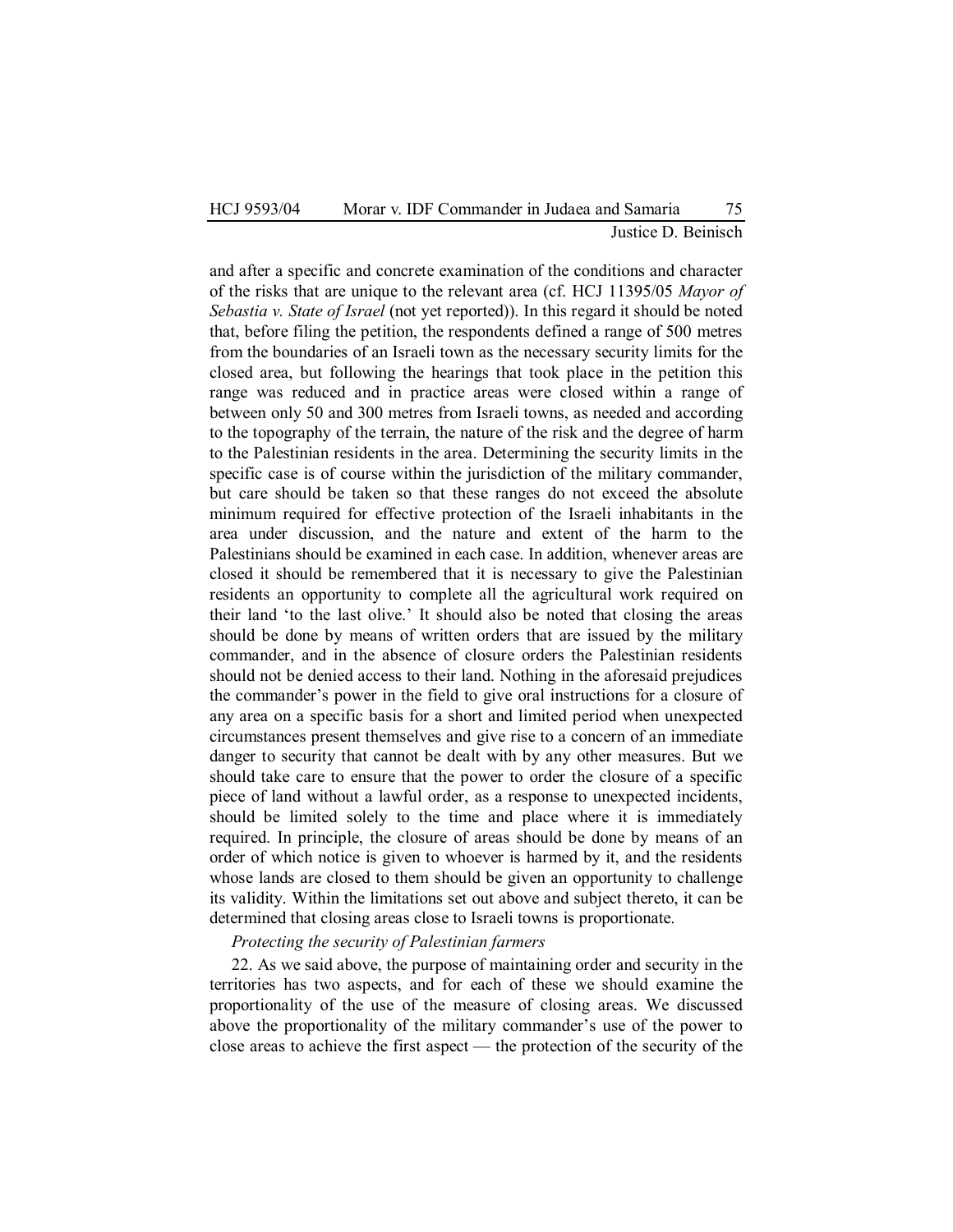and after a specific and concrete examination of the conditions and character of the risks that are unique to the relevant area (cf. HCJ 11395/05 *Mayor of Sebastia v. State of Israel* (not yet reported)). In this regard it should be noted that, before filing the petition, the respondents defined a range of 500 metres from the boundaries of an Israeli town as the necessary security limits for the closed area, but following the hearings that took place in the petition this range was reduced and in practice areas were closed within a range of between only 50 and 300 metres from Israeli towns, as needed and according to the topography of the terrain, the nature of the risk and the degree of harm to the Palestinian residents in the area. Determining the security limits in the specific case is of course within the jurisdiction of the military commander, but care should be taken so that these ranges do not exceed the absolute minimum required for effective protection of the Israeli inhabitants in the area under discussion, and the nature and extent of the harm to the Palestinians should be examined in each case. In addition, whenever areas are closed it should be remembered that it is necessary to give the Palestinian residents an opportunity to complete all the agricultural work required on their land 'to the last olive.' It should also be noted that closing the areas should be done by means of written orders that are issued by the military commander, and in the absence of closure orders the Palestinian residents should not be denied access to their land. Nothing in the aforesaid prejudices the commander's power in the field to give oral instructions for a closure of any area on a specific basis for a short and limited period when unexpected circumstances present themselves and give rise to a concern of an immediate danger to security that cannot be dealt with by any other measures. But we should take care to ensure that the power to order the closure of a specific piece of land without a lawful order, as a response to unexpected incidents, should be limited solely to the time and place where it is immediately required. In principle, the closure of areas should be done by means of an order of which notice is given to whoever is harmed by it, and the residents whose lands are closed to them should be given an opportunity to challenge its validity. Within the limitations set out above and subject thereto, it can be determined that closing areas close to Israeli towns is proportionate.

*Protecting the security of Palestinian farmers*

22. As we said above, the purpose of maintaining order and security in the territories has two aspects, and for each of these we should examine the proportionality of the use of the measure of closing areas. We discussed above the proportionality of the military commander's use of the power to close areas to achieve the first aspect — the protection of the security of the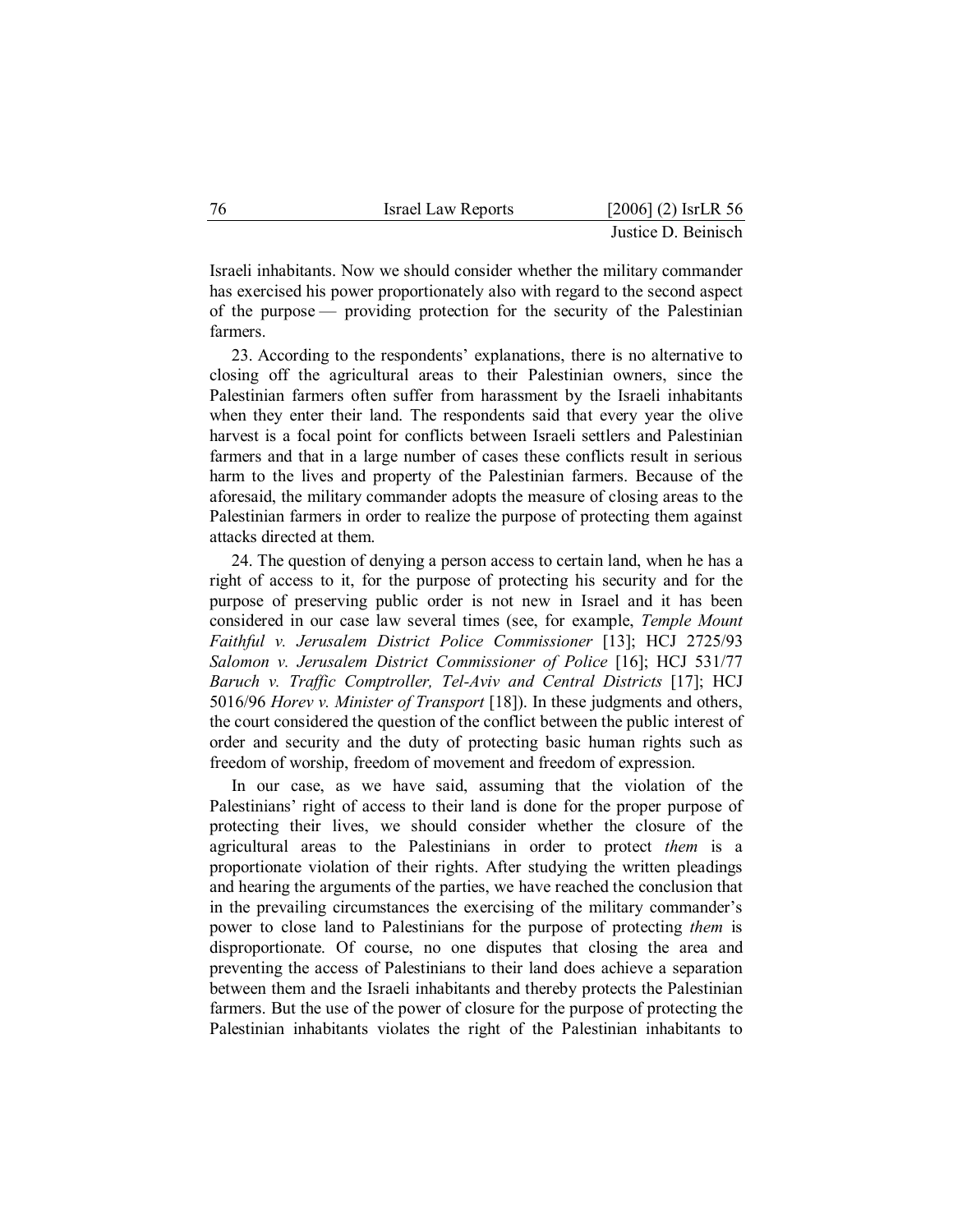Israeli inhabitants. Now we should consider whether the military commander has exercised his power proportionately also with regard to the second aspect of the purpose — providing protection for the security of the Palestinian farmers.

23. According to the respondents' explanations, there is no alternative to closing off the agricultural areas to their Palestinian owners, since the Palestinian farmers often suffer from harassment by the Israeli inhabitants when they enter their land. The respondents said that every year the olive harvest is a focal point for conflicts between Israeli settlers and Palestinian farmers and that in a large number of cases these conflicts result in serious harm to the lives and property of the Palestinian farmers. Because of the aforesaid, the military commander adopts the measure of closing areas to the Palestinian farmers in order to realize the purpose of protecting them against attacks directed at them.

24. The question of denying a person access to certain land, when he has a right of access to it, for the purpose of protecting his security and for the purpose of preserving public order is not new in Israel and it has been considered in our case law several times (see, for example, *Temple Mount Faithful v. Jerusalem District Police Commissioner* [13]; HCJ 2725/93 *Salomon v. Jerusalem District Commissioner of Police* [16]; HCJ 531/77 *Baruch v. Traffic Comptroller, Tel-Aviv and Central Districts* [17]; HCJ 5016/96 *Horev v. Minister of Transport* [18]). In these judgments and others, the court considered the question of the conflict between the public interest of order and security and the duty of protecting basic human rights such as freedom of worship, freedom of movement and freedom of expression.

In our case, as we have said, assuming that the violation of the Palestinians' right of access to their land is done for the proper purpose of protecting their lives, we should consider whether the closure of the agricultural areas to the Palestinians in order to protect *them* is a proportionate violation of their rights. After studying the written pleadings and hearing the arguments of the parties, we have reached the conclusion that in the prevailing circumstances the exercising of the military commander's power to close land to Palestinians for the purpose of protecting *them* is disproportionate. Of course, no one disputes that closing the area and preventing the access of Palestinians to their land does achieve a separation between them and the Israeli inhabitants and thereby protects the Palestinian farmers. But the use of the power of closure for the purpose of protecting the Palestinian inhabitants violates the right of the Palestinian inhabitants to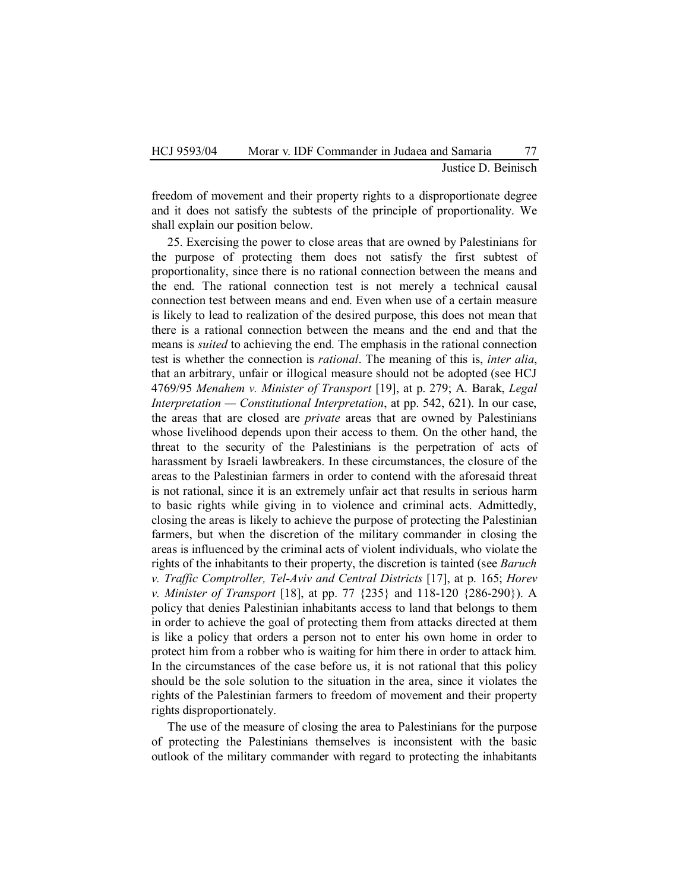freedom of movement and their property rights to a disproportionate degree and it does not satisfy the subtests of the principle of proportionality. We shall explain our position below.

25. Exercising the power to close areas that are owned by Palestinians for the purpose of protecting them does not satisfy the first subtest of proportionality, since there is no rational connection between the means and the end. The rational connection test is not merely a technical causal connection test between means and end. Even when use of a certain measure is likely to lead to realization of the desired purpose, this does not mean that there is a rational connection between the means and the end and that the means is *suited* to achieving the end. The emphasis in the rational connection test is whether the connection is *rational*. The meaning of this is, *inter alia*, that an arbitrary, unfair or illogical measure should not be adopted (see HCJ 4769/95 *Menahem v. Minister of Transport* [19], at p. 279; A. Barak, *Legal Interpretation — Constitutional Interpretation*, at pp. 542, 621). In our case, the areas that are closed are *private* areas that are owned by Palestinians whose livelihood depends upon their access to them. On the other hand, the threat to the security of the Palestinians is the perpetration of acts of harassment by Israeli lawbreakers. In these circumstances, the closure of the areas to the Palestinian farmers in order to contend with the aforesaid threat is not rational, since it is an extremely unfair act that results in serious harm to basic rights while giving in to violence and criminal acts. Admittedly, closing the areas is likely to achieve the purpose of protecting the Palestinian farmers, but when the discretion of the military commander in closing the areas is influenced by the criminal acts of violent individuals, who violate the rights of the inhabitants to their property, the discretion is tainted (see *Baruch v. Traffic Comptroller, Tel-Aviv and Central Districts* [17], at p. 165; *Horev v. Minister of Transport* [18], at pp. 77 {235} and 118-120 {286-290}). A policy that denies Palestinian inhabitants access to land that belongs to them in order to achieve the goal of protecting them from attacks directed at them is like a policy that orders a person not to enter his own home in order to protect him from a robber who is waiting for him there in order to attack him. In the circumstances of the case before us, it is not rational that this policy should be the sole solution to the situation in the area, since it violates the rights of the Palestinian farmers to freedom of movement and their property rights disproportionately.

The use of the measure of closing the area to Palestinians for the purpose of protecting the Palestinians themselves is inconsistent with the basic outlook of the military commander with regard to protecting the inhabitants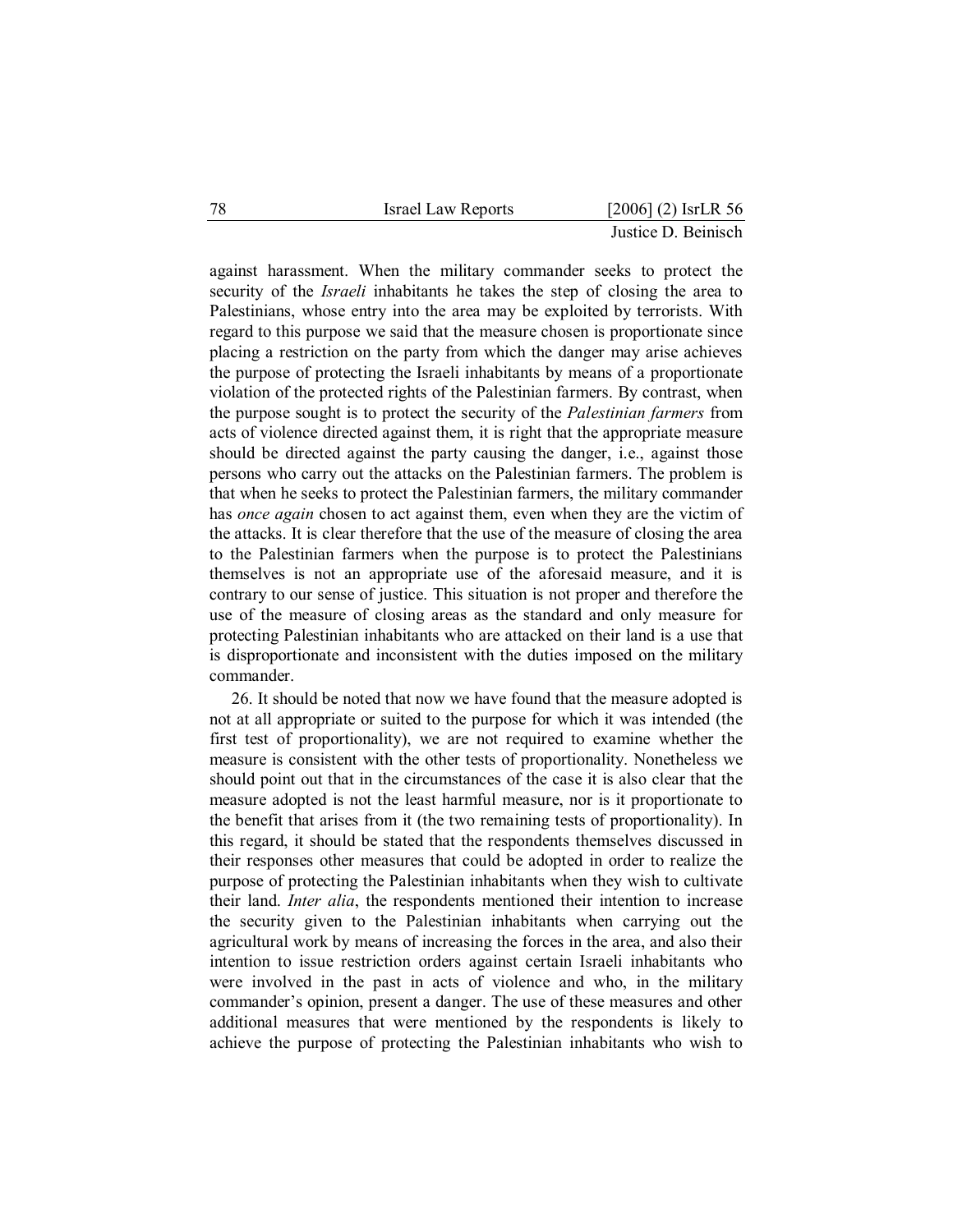against harassment. When the military commander seeks to protect the security of the *Israeli* inhabitants he takes the step of closing the area to Palestinians, whose entry into the area may be exploited by terrorists. With regard to this purpose we said that the measure chosen is proportionate since placing a restriction on the party from which the danger may arise achieves the purpose of protecting the Israeli inhabitants by means of a proportionate violation of the protected rights of the Palestinian farmers. By contrast, when the purpose sought is to protect the security of the *Palestinian farmers* from acts of violence directed against them, it is right that the appropriate measure should be directed against the party causing the danger, i.e., against those persons who carry out the attacks on the Palestinian farmers. The problem is that when he seeks to protect the Palestinian farmers, the military commander has *once again* chosen to act against them, even when they are the victim of the attacks. It is clear therefore that the use of the measure of closing the area to the Palestinian farmers when the purpose is to protect the Palestinians themselves is not an appropriate use of the aforesaid measure, and it is contrary to our sense of justice. This situation is not proper and therefore the use of the measure of closing areas as the standard and only measure for protecting Palestinian inhabitants who are attacked on their land is a use that is disproportionate and inconsistent with the duties imposed on the military commander.

26. It should be noted that now we have found that the measure adopted is not at all appropriate or suited to the purpose for which it was intended (the first test of proportionality), we are not required to examine whether the measure is consistent with the other tests of proportionality. Nonetheless we should point out that in the circumstances of the case it is also clear that the measure adopted is not the least harmful measure, nor is it proportionate to the benefit that arises from it (the two remaining tests of proportionality). In this regard, it should be stated that the respondents themselves discussed in their responses other measures that could be adopted in order to realize the purpose of protecting the Palestinian inhabitants when they wish to cultivate their land. *Inter alia*, the respondents mentioned their intention to increase the security given to the Palestinian inhabitants when carrying out the agricultural work by means of increasing the forces in the area, and also their intention to issue restriction orders against certain Israeli inhabitants who were involved in the past in acts of violence and who, in the military commander's opinion, present a danger. The use of these measures and other additional measures that were mentioned by the respondents is likely to achieve the purpose of protecting the Palestinian inhabitants who wish to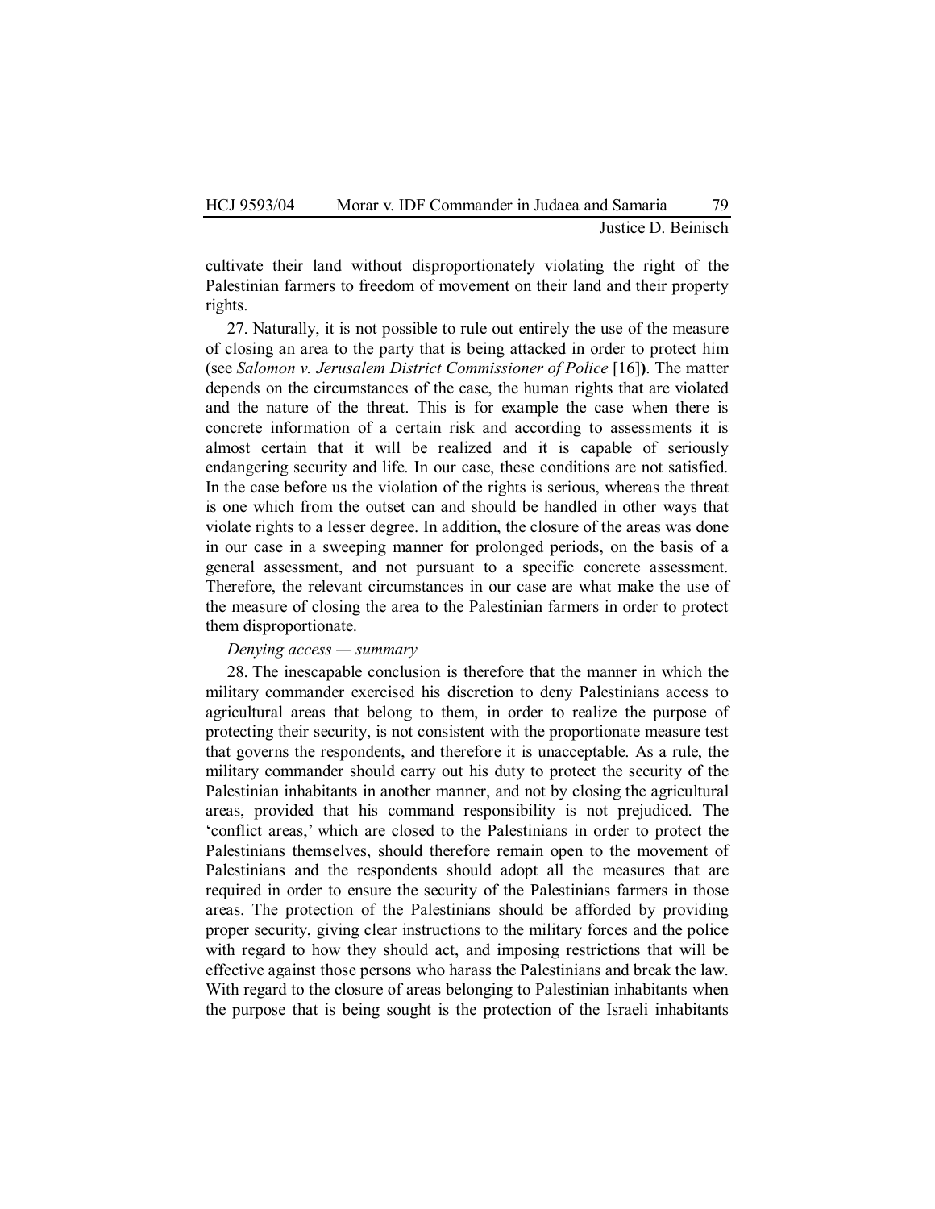cultivate their land without disproportionately violating the right of the Palestinian farmers to freedom of movement on their land and their property rights.

27. Naturally, it is not possible to rule out entirely the use of the measure of closing an area to the party that is being attacked in order to protect him (see *Salomon v. Jerusalem District Commissioner of Police* [16]**)**. The matter depends on the circumstances of the case, the human rights that are violated and the nature of the threat. This is for example the case when there is concrete information of a certain risk and according to assessments it is almost certain that it will be realized and it is capable of seriously endangering security and life. In our case, these conditions are not satisfied. In the case before us the violation of the rights is serious, whereas the threat is one which from the outset can and should be handled in other ways that violate rights to a lesser degree. In addition, the closure of the areas was done in our case in a sweeping manner for prolonged periods, on the basis of a general assessment, and not pursuant to a specific concrete assessment. Therefore, the relevant circumstances in our case are what make the use of the measure of closing the area to the Palestinian farmers in order to protect them disproportionate.

*Denying access — summary*

28. The inescapable conclusion is therefore that the manner in which the military commander exercised his discretion to deny Palestinians access to agricultural areas that belong to them, in order to realize the purpose of protecting their security, is not consistent with the proportionate measure test that governs the respondents, and therefore it is unacceptable. As a rule, the military commander should carry out his duty to protect the security of the Palestinian inhabitants in another manner, and not by closing the agricultural areas, provided that his command responsibility is not prejudiced. The 'conflict areas,' which are closed to the Palestinians in order to protect the Palestinians themselves, should therefore remain open to the movement of Palestinians and the respondents should adopt all the measures that are required in order to ensure the security of the Palestinians farmers in those areas. The protection of the Palestinians should be afforded by providing proper security, giving clear instructions to the military forces and the police with regard to how they should act, and imposing restrictions that will be effective against those persons who harass the Palestinians and break the law. With regard to the closure of areas belonging to Palestinian inhabitants when the purpose that is being sought is the protection of the Israeli inhabitants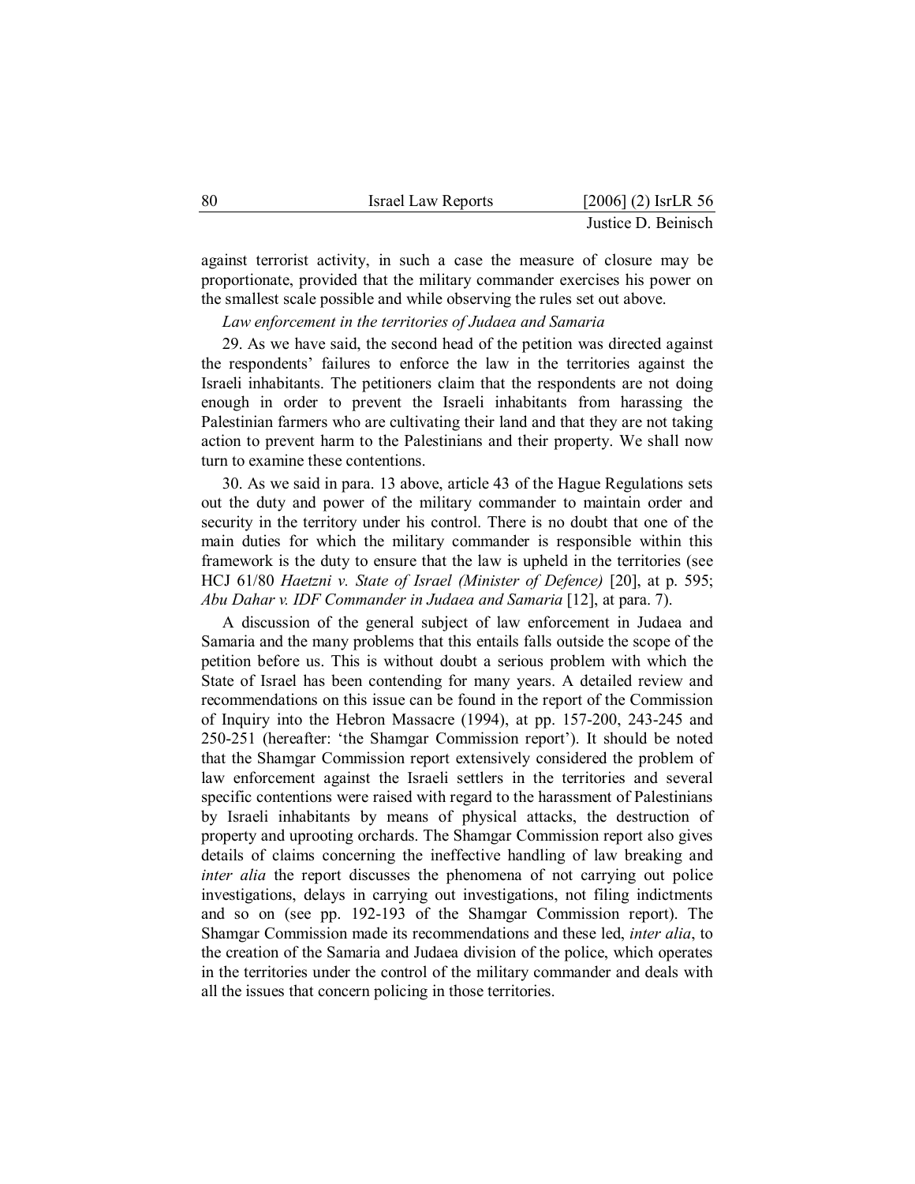against terrorist activity, in such a case the measure of closure may be proportionate, provided that the military commander exercises his power on the smallest scale possible and while observing the rules set out above.

*Law enforcement in the territories of Judaea and Samaria*

29. As we have said, the second head of the petition was directed against the respondents' failures to enforce the law in the territories against the Israeli inhabitants. The petitioners claim that the respondents are not doing enough in order to prevent the Israeli inhabitants from harassing the Palestinian farmers who are cultivating their land and that they are not taking action to prevent harm to the Palestinians and their property. We shall now turn to examine these contentions.

30. As we said in para. 13 above, article 43 of the Hague Regulations sets out the duty and power of the military commander to maintain order and security in the territory under his control. There is no doubt that one of the main duties for which the military commander is responsible within this framework is the duty to ensure that the law is upheld in the territories (see HCJ 61/80 *Haetzni v. State of Israel (Minister of Defence)* [20], at p. 595; *Abu Dahar v. IDF Commander in Judaea and Samaria* [12], at para. 7).

A discussion of the general subject of law enforcement in Judaea and Samaria and the many problems that this entails falls outside the scope of the petition before us. This is without doubt a serious problem with which the State of Israel has been contending for many years. A detailed review and recommendations on this issue can be found in the report of the Commission of Inquiry into the Hebron Massacre (1994), at pp. 157-200, 243-245 and 250-251 (hereafter: 'the Shamgar Commission report'). It should be noted that the Shamgar Commission report extensively considered the problem of law enforcement against the Israeli settlers in the territories and several specific contentions were raised with regard to the harassment of Palestinians by Israeli inhabitants by means of physical attacks, the destruction of property and uprooting orchards. The Shamgar Commission report also gives details of claims concerning the ineffective handling of law breaking and *inter alia* the report discusses the phenomena of not carrying out police investigations, delays in carrying out investigations, not filing indictments and so on (see pp. 192-193 of the Shamgar Commission report). The Shamgar Commission made its recommendations and these led, *inter alia*, to the creation of the Samaria and Judaea division of the police, which operates in the territories under the control of the military commander and deals with all the issues that concern policing in those territories.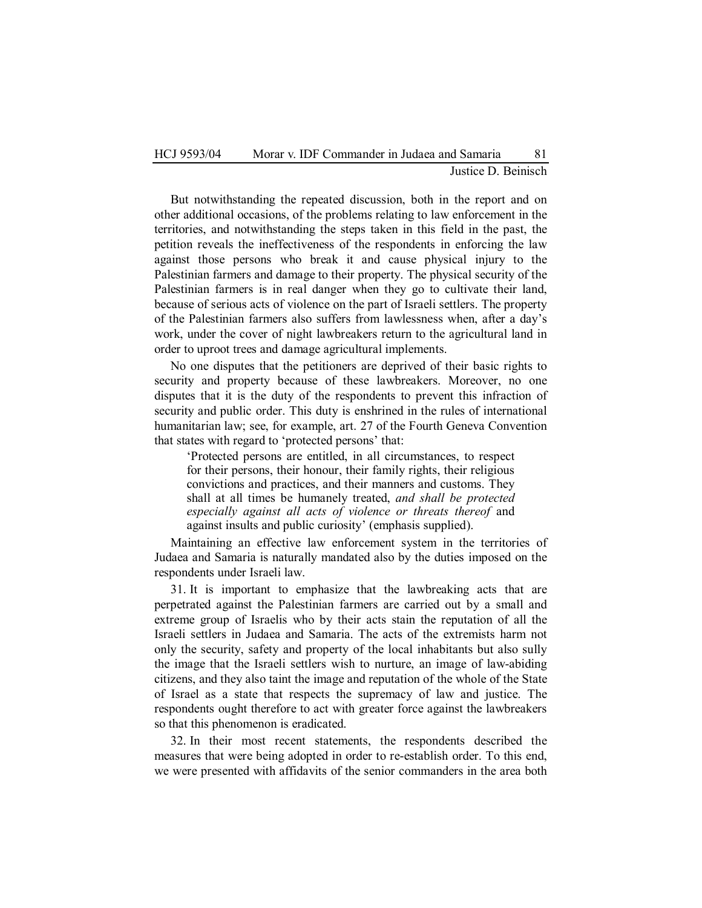But notwithstanding the repeated discussion, both in the report and on other additional occasions, of the problems relating to law enforcement in the territories, and notwithstanding the steps taken in this field in the past, the petition reveals the ineffectiveness of the respondents in enforcing the law against those persons who break it and cause physical injury to the Palestinian farmers and damage to their property. The physical security of the Palestinian farmers is in real danger when they go to cultivate their land, because of serious acts of violence on the part of Israeli settlers. The property of the Palestinian farmers also suffers from lawlessness when, after a day's work, under the cover of night lawbreakers return to the agricultural land in order to uproot trees and damage agricultural implements.

No one disputes that the petitioners are deprived of their basic rights to security and property because of these lawbreakers. Moreover, no one disputes that it is the duty of the respondents to prevent this infraction of security and public order. This duty is enshrined in the rules of international humanitarian law; see, for example, art. 27 of the Fourth Geneva Convention that states with regard to 'protected persons' that:

> 'Protected persons are entitled, in all circumstances, to respect for their persons, their honour, their family rights, their religious convictions and practices, and their manners and customs. They shall at all times be humanely treated, *and shall be protected especially against all acts of violence or threats thereof* and against insults and public curiosity' (emphasis supplied).

Maintaining an effective law enforcement system in the territories of Judaea and Samaria is naturally mandated also by the duties imposed on the respondents under Israeli law.

31. It is important to emphasize that the lawbreaking acts that are perpetrated against the Palestinian farmers are carried out by a small and extreme group of Israelis who by their acts stain the reputation of all the Israeli settlers in Judaea and Samaria. The acts of the extremists harm not only the security, safety and property of the local inhabitants but also sully the image that the Israeli settlers wish to nurture, an image of law-abiding citizens, and they also taint the image and reputation of the whole of the State of Israel as a state that respects the supremacy of law and justice. The respondents ought therefore to act with greater force against the lawbreakers so that this phenomenon is eradicated.

32. In their most recent statements, the respondents described the measures that were being adopted in order to re-establish order. To this end, we were presented with affidavits of the senior commanders in the area both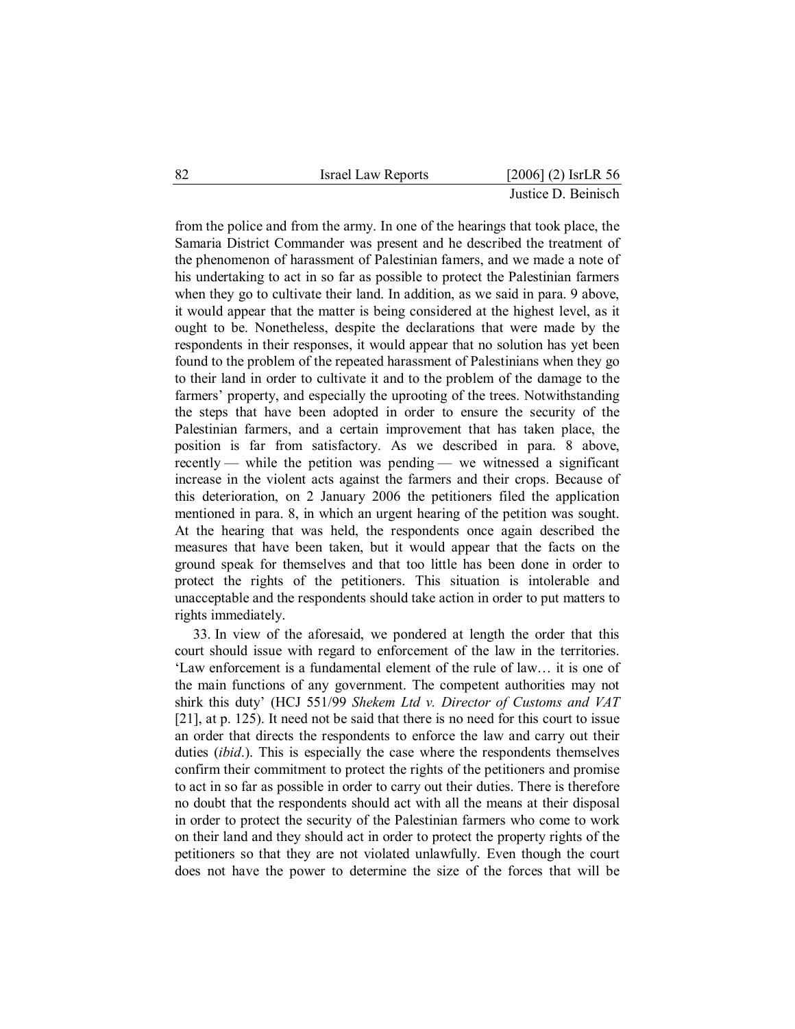from the police and from the army. In one of the hearings that took place, the Samaria District Commander was present and he described the treatment of the phenomenon of harassment of Palestinian famers, and we made a note of his undertaking to act in so far as possible to protect the Palestinian farmers when they go to cultivate their land. In addition, as we said in para. 9 above, it would appear that the matter is being considered at the highest level, as it ought to be. Nonetheless, despite the declarations that were made by the respondents in their responses, it would appear that no solution has yet been found to the problem of the repeated harassment of Palestinians when they go to their land in order to cultivate it and to the problem of the damage to the farmers' property, and especially the uprooting of the trees. Notwithstanding the steps that have been adopted in order to ensure the security of the Palestinian farmers, and a certain improvement that has taken place, the position is far from satisfactory. As we described in para. 8 above, recently — while the petition was pending — we witnessed a significant increase in the violent acts against the farmers and their crops. Because of this deterioration, on 2 January 2006 the petitioners filed the application mentioned in para. 8, in which an urgent hearing of the petition was sought. At the hearing that was held, the respondents once again described the measures that have been taken, but it would appear that the facts on the ground speak for themselves and that too little has been done in order to protect the rights of the petitioners. This situation is intolerable and unacceptable and the respondents should take action in order to put matters to rights immediately.

33. In view of the aforesaid, we pondered at length the order that this court should issue with regard to enforcement of the law in the territories. 'Law enforcement is a fundamental element of the rule of law… it is one of the main functions of any government. The competent authorities may not shirk this duty' (HCJ 551/99 *Shekem Ltd v. Director of Customs and VAT* [21], at p. 125). It need not be said that there is no need for this court to issue an order that directs the respondents to enforce the law and carry out their duties (*ibid*.). This is especially the case where the respondents themselves confirm their commitment to protect the rights of the petitioners and promise to act in so far as possible in order to carry out their duties. There is therefore no doubt that the respondents should act with all the means at their disposal in order to protect the security of the Palestinian farmers who come to work on their land and they should act in order to protect the property rights of the petitioners so that they are not violated unlawfully. Even though the court does not have the power to determine the size of the forces that will be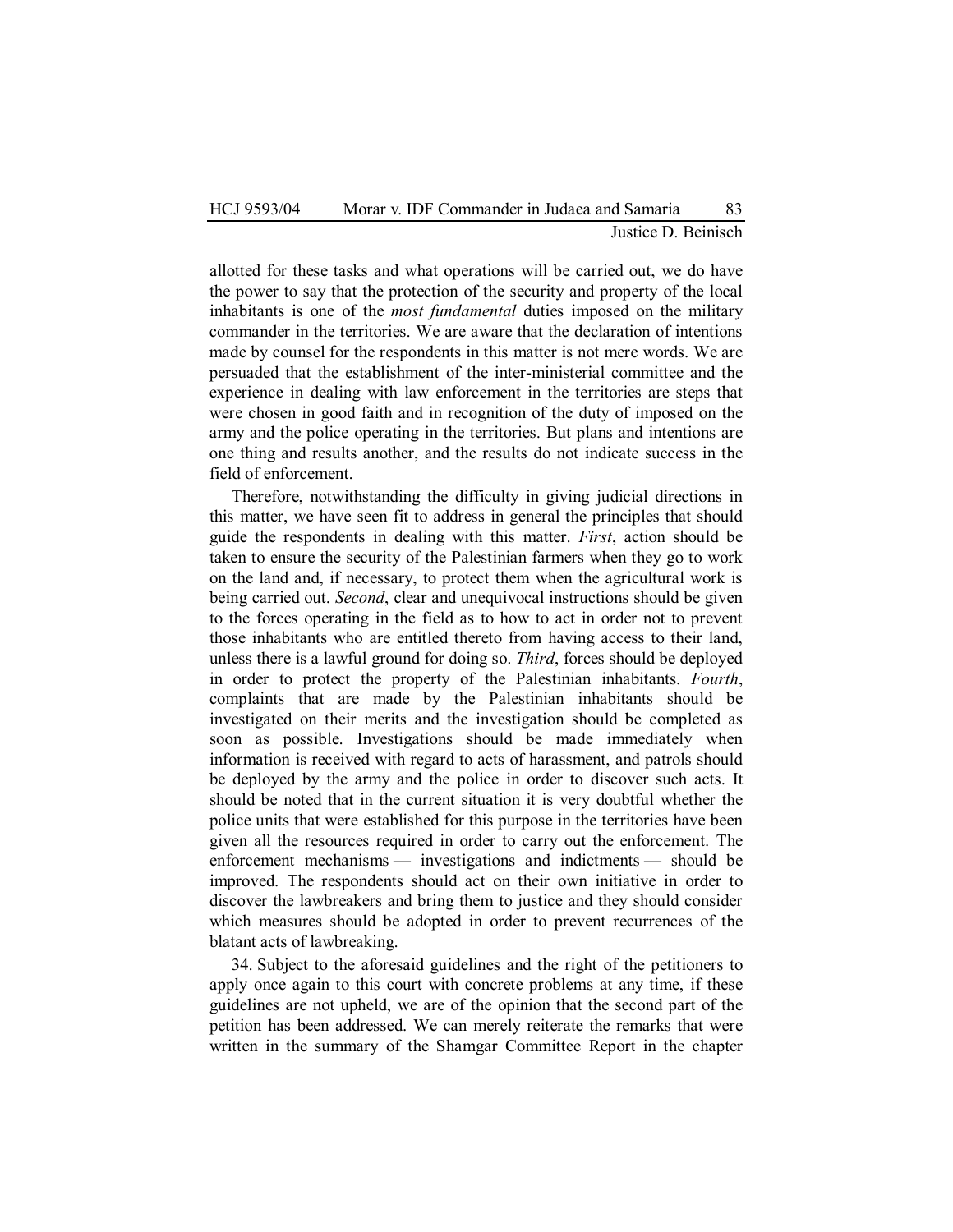allotted for these tasks and what operations will be carried out, we do have the power to say that the protection of the security and property of the local inhabitants is one of the *most fundamental* duties imposed on the military commander in the territories. We are aware that the declaration of intentions made by counsel for the respondents in this matter is not mere words. We are persuaded that the establishment of the inter-ministerial committee and the experience in dealing with law enforcement in the territories are steps that were chosen in good faith and in recognition of the duty of imposed on the army and the police operating in the territories. But plans and intentions are one thing and results another, and the results do not indicate success in the field of enforcement.

Therefore, notwithstanding the difficulty in giving judicial directions in this matter, we have seen fit to address in general the principles that should guide the respondents in dealing with this matter. *First*, action should be taken to ensure the security of the Palestinian farmers when they go to work on the land and, if necessary, to protect them when the agricultural work is being carried out. *Second*, clear and unequivocal instructions should be given to the forces operating in the field as to how to act in order not to prevent those inhabitants who are entitled thereto from having access to their land, unless there is a lawful ground for doing so. *Third*, forces should be deployed in order to protect the property of the Palestinian inhabitants. *Fourth*, complaints that are made by the Palestinian inhabitants should be investigated on their merits and the investigation should be completed as soon as possible. Investigations should be made immediately when information is received with regard to acts of harassment, and patrols should be deployed by the army and the police in order to discover such acts. It should be noted that in the current situation it is very doubtful whether the police units that were established for this purpose in the territories have been given all the resources required in order to carry out the enforcement. The enforcement mechanisms — investigations and indictments — should be improved. The respondents should act on their own initiative in order to discover the lawbreakers and bring them to justice and they should consider which measures should be adopted in order to prevent recurrences of the blatant acts of lawbreaking.

34. Subject to the aforesaid guidelines and the right of the petitioners to apply once again to this court with concrete problems at any time, if these guidelines are not upheld, we are of the opinion that the second part of the petition has been addressed. We can merely reiterate the remarks that were written in the summary of the Shamgar Committee Report in the chapter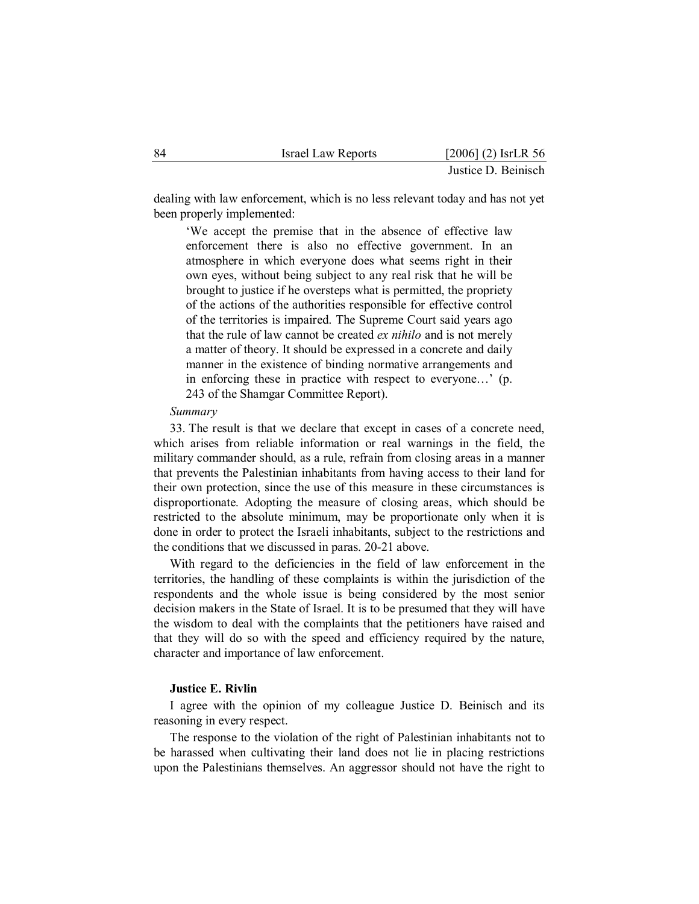dealing with law enforcement, which is no less relevant today and has not yet been properly implemented:

> 'We accept the premise that in the absence of effective law enforcement there is also no effective government. In an atmosphere in which everyone does what seems right in their own eyes, without being subject to any real risk that he will be brought to justice if he oversteps what is permitted, the propriety of the actions of the authorities responsible for effective control of the territories is impaired. The Supreme Court said years ago that the rule of law cannot be created *ex nihilo* and is not merely a matter of theory. It should be expressed in a concrete and daily manner in the existence of binding normative arrangements and in enforcing these in practice with respect to everyone…' (p. 243 of the Shamgar Committee Report).

*Summary*

33. The result is that we declare that except in cases of a concrete need, which arises from reliable information or real warnings in the field, the military commander should, as a rule, refrain from closing areas in a manner that prevents the Palestinian inhabitants from having access to their land for their own protection, since the use of this measure in these circumstances is disproportionate. Adopting the measure of closing areas, which should be restricted to the absolute minimum, may be proportionate only when it is done in order to protect the Israeli inhabitants, subject to the restrictions and the conditions that we discussed in paras. 20-21 above.

With regard to the deficiencies in the field of law enforcement in the territories, the handling of these complaints is within the jurisdiction of the respondents and the whole issue is being considered by the most senior decision makers in the State of Israel. It is to be presumed that they will have the wisdom to deal with the complaints that the petitioners have raised and that they will do so with the speed and efficiency required by the nature, character and importance of law enforcement.

**Justice E. Rivlin**

I agree with the opinion of my colleague Justice D. Beinisch and its reasoning in every respect.

The response to the violation of the right of Palestinian inhabitants not to be harassed when cultivating their land does not lie in placing restrictions upon the Palestinians themselves. An aggressor should not have the right to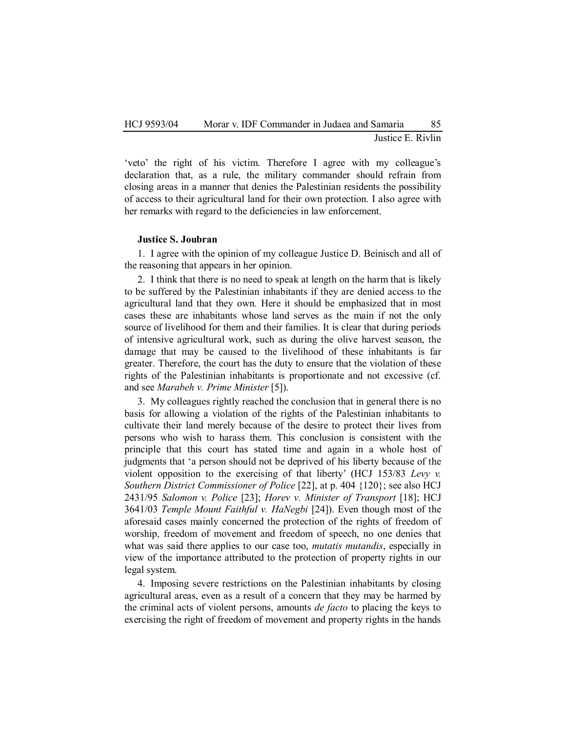'veto' the right of his victim. Therefore I agree with my colleague's declaration that, as a rule, the military commander should refrain from closing areas in a manner that denies the Palestinian residents the possibility of access to their agricultural land for their own protection. I also agree with her remarks with regard to the deficiencies in law enforcement.

**Justice S. Joubran**

1. I agree with the opinion of my colleague Justice D. Beinisch and all of the reasoning that appears in her opinion.

2. I think that there is no need to speak at length on the harm that is likely to be suffered by the Palestinian inhabitants if they are denied access to the agricultural land that they own. Here it should be emphasized that in most cases these are inhabitants whose land serves as the main if not the only source of livelihood for them and their families. It is clear that during periods of intensive agricultural work, such as during the olive harvest season, the damage that may be caused to the livelihood of these inhabitants is far greater. Therefore, the court has the duty to ensure that the violation of these rights of the Palestinian inhabitants is proportionate and not excessive (cf. and see *Marabeh v. Prime Minister* [5]).

3. My colleagues rightly reached the conclusion that in general there is no basis for allowing a violation of the rights of the Palestinian inhabitants to cultivate their land merely because of the desire to protect their lives from persons who wish to harass them. This conclusion is consistent with the principle that this court has stated time and again in a whole host of judgments that 'a person should not be deprived of his liberty because of the violent opposition to the exercising of that liberty' (HCJ 153/83 *Levy v. Southern District Commissioner of Police* [22], at p. 404 {120}; see also HCJ 2431/95 *Salomon v. Police* [23]; *Horev v. Minister of Transport* [18]; HCJ 3641/03 *Temple Mount Faithful v. HaNegbi* [24]). Even though most of the aforesaid cases mainly concerned the protection of the rights of freedom of worship, freedom of movement and freedom of speech, no one denies that what was said there applies to our case too, *mutatis mutandis*, especially in view of the importance attributed to the protection of property rights in our legal system.

4. Imposing severe restrictions on the Palestinian inhabitants by closing agricultural areas, even as a result of a concern that they may be harmed by the criminal acts of violent persons, amounts *de facto* to placing the keys to exercising the right of freedom of movement and property rights in the hands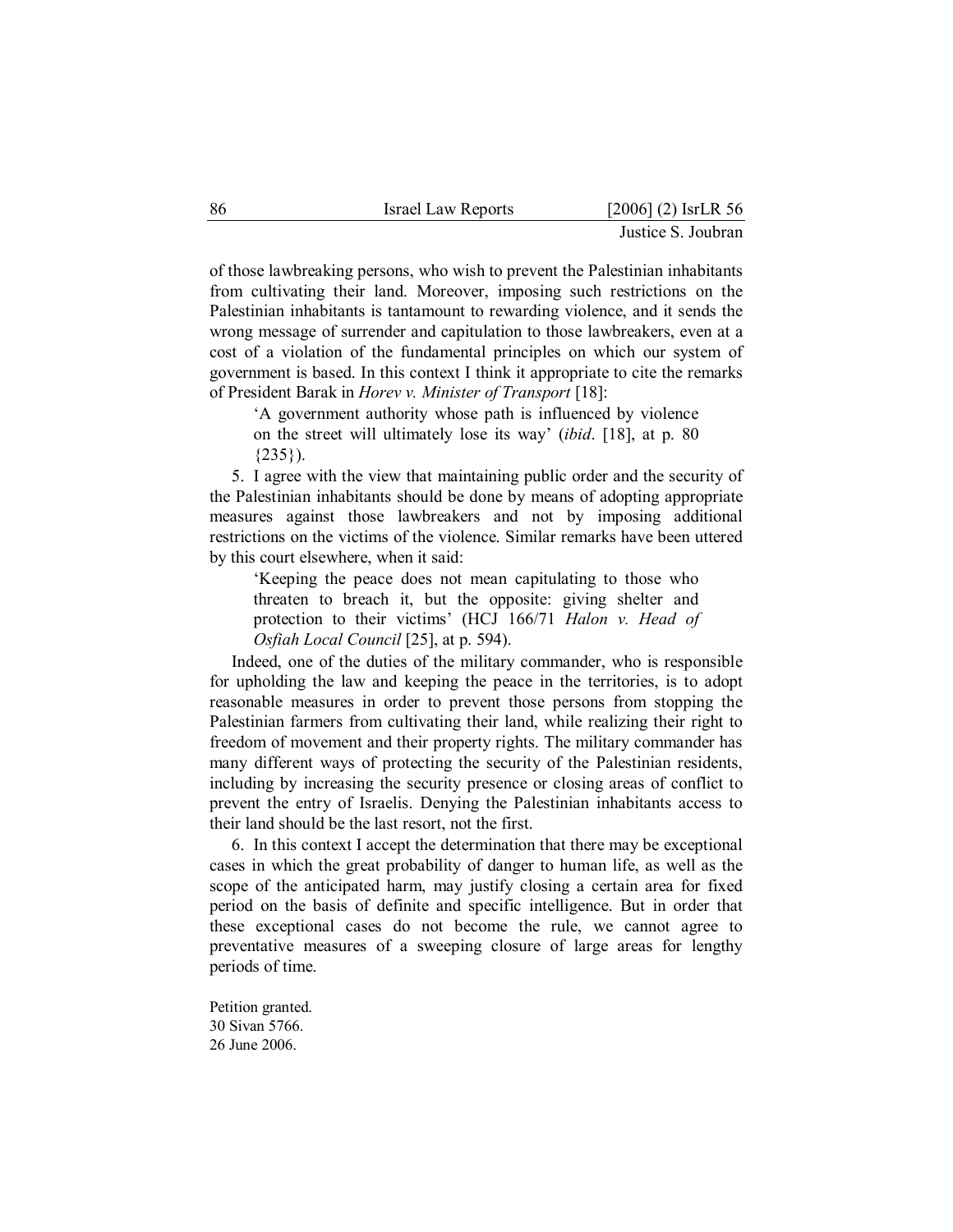of those lawbreaking persons, who wish to prevent the Palestinian inhabitants from cultivating their land. Moreover, imposing such restrictions on the Palestinian inhabitants is tantamount to rewarding violence, and it sends the wrong message of surrender and capitulation to those lawbreakers, even at a cost of a violation of the fundamental principles on which our system of government is based. In this context I think it appropriate to cite the remarks of President Barak in *Horev v. Minister of Transport* [18]:

> 'A government authority whose path is influenced by violence on the street will ultimately lose its way' (*ibid*. [18], at p. 80 {235}).

5. I agree with the view that maintaining public order and the security of the Palestinian inhabitants should be done by means of adopting appropriate measures against those lawbreakers and not by imposing additional restrictions on the victims of the violence. Similar remarks have been uttered by this court elsewhere, when it said:

> 'Keeping the peace does not mean capitulating to those who threaten to breach it, but the opposite: giving shelter and protection to their victims' (HCJ 166/71 *Halon v. Head of Osfiah Local Council* [25], at p. 594).

Indeed, one of the duties of the military commander, who is responsible for upholding the law and keeping the peace in the territories, is to adopt reasonable measures in order to prevent those persons from stopping the Palestinian farmers from cultivating their land, while realizing their right to freedom of movement and their property rights. The military commander has many different ways of protecting the security of the Palestinian residents, including by increasing the security presence or closing areas of conflict to prevent the entry of Israelis. Denying the Palestinian inhabitants access to their land should be the last resort, not the first.

6. In this context I accept the determination that there may be exceptional cases in which the great probability of danger to human life, as well as the scope of the anticipated harm, may justify closing a certain area for fixed period on the basis of definite and specific intelligence. But in order that these exceptional cases do not become the rule, we cannot agree to preventative measures of a sweeping closure of large areas for lengthy periods of time.

Petition granted.
30 Sivan 5766.
26 June 2006.